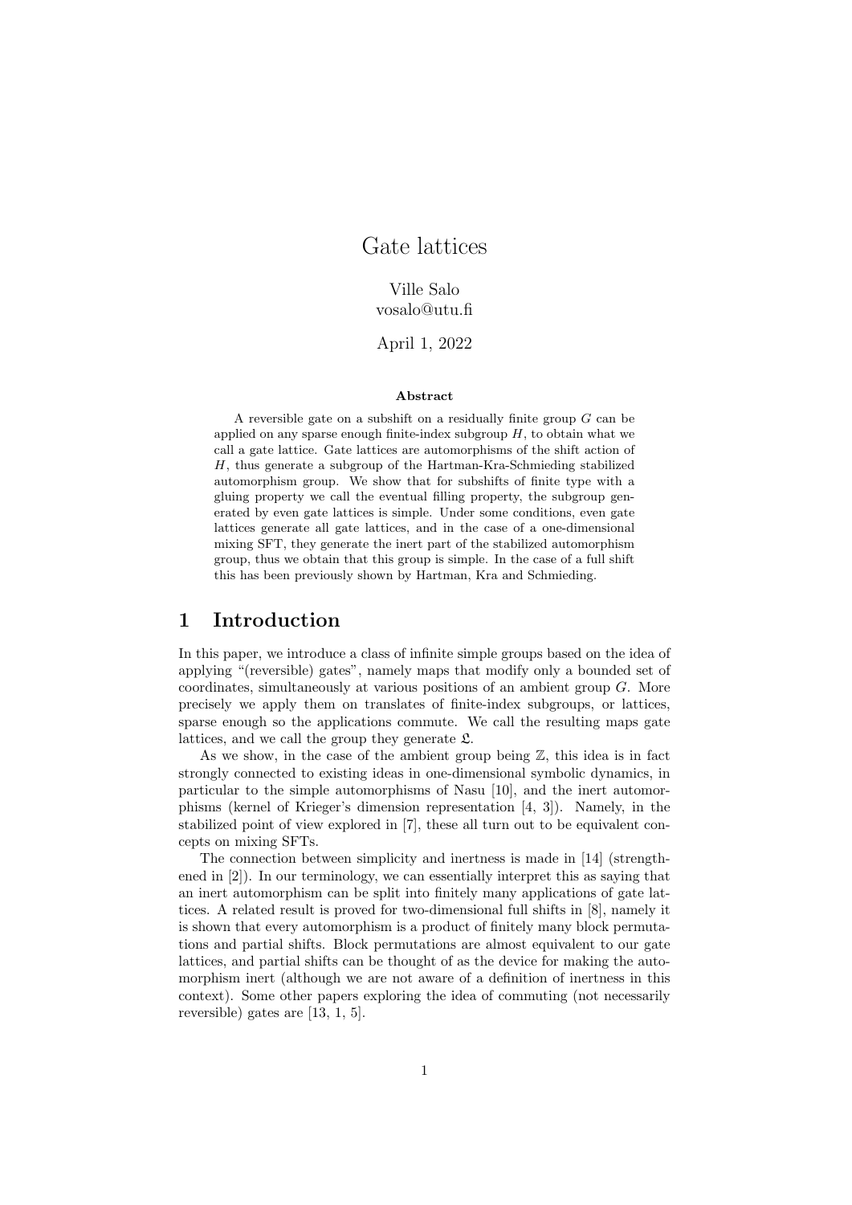# Gate lattices

Ville Salo
vosalo@utu.fi

April 1, 2022

**Abstract**

A reversible gate on a subshift on a residually finite group $G$ can be applied on any sparse enough finite-index subgroup $H$, to obtain what we call a gate lattice. Gate lattices are automorphisms of the shift action of $H$, thus generate a subgroup of the Hartman-Kra-Schmieding stabilized automorphism group. We show that for subshifts of finite type with a gluing property we call the eventual filling property, the subgroup generated by even gate lattices is simple. Under some conditions, even gate lattices generate all gate lattices, and in the case of a one-dimensional mixing SFT, they generate the inert part of the stabilized automorphism group, thus we obtain that this group is simple. In the case of a full shift this has been previously shown by Hartman, Kra and Schmieding.

## 1 Introduction

In this paper, we introduce a class of infinite simple groups based on the idea of applying "(reversible) gates", namely maps that modify only a bounded set of coordinates, simultaneously at various positions of an ambient group $G$. More precisely we apply them on translates of finite-index subgroups, or lattices, sparse enough so the applications commute. We call the resulting maps gate lattices, and we call the group they generate $\mathfrak{L}$.

As we show, in the case of the ambient group being $\mathbb{Z}$, this idea is in fact strongly connected to existing ideas in one-dimensional symbolic dynamics, in particular to the simple automorphisms of Nasu [10], and the inert automorphisms (kernel of Krieger's dimension representation [4, 3]). Namely, in the stabilized point of view explored in [7], these all turn out to be equivalent concepts on mixing SFTs.

The connection between simplicity and inertness is made in [14] (strengthened in [2]). In our terminology, we can essentially interpret this as saying that an inert automorphism can be split into finitely many applications of gate lattices. A related result is proved for two-dimensional full shifts in [8], namely it is shown that every automorphism is a product of finitely many block permutations and partial shifts. Block permutations are almost equivalent to our gate lattices, and partial shifts can be thought of as the device for making the automorphism inert (although we are not aware of a definition of inertness in this context). Some other papers exploring the idea of commuting (not necessarily reversible) gates are [13, 1, 5].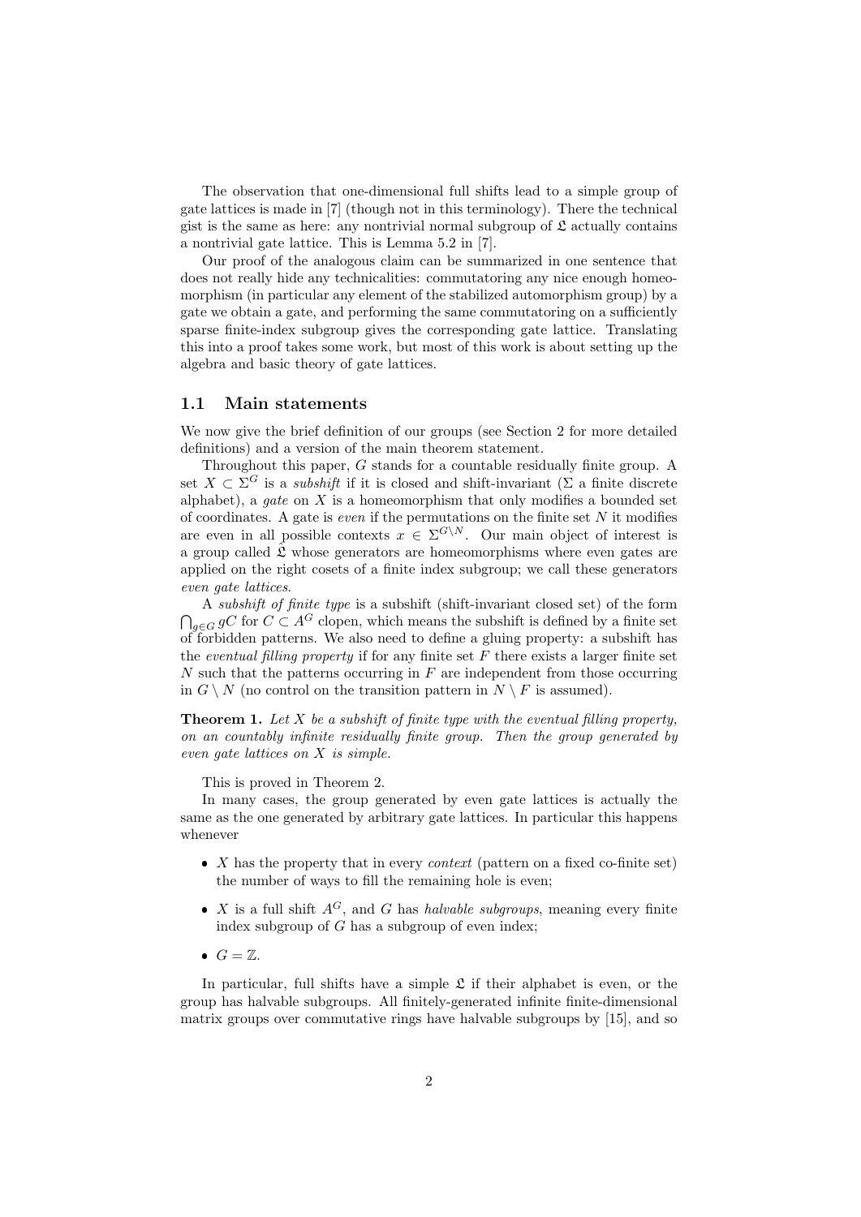The observation that one-dimensional full shifts lead to a simple group of gate lattices is made in [7] (though not in this terminology). There the technical gist is the same as here: any nontrivial normal subgroup of $\mathfrak{L}$ actually contains a nontrivial gate lattice. This is Lemma 5.2 in [7].

Our proof of the analogous claim can be summarized in one sentence that does not really hide any technicalities: commutatoring any nice enough homeomorphism (in particular any element of the stabilized automorphism group) by a gate we obtain a gate, and performing the same commutatoring on a sufficiently sparse finite-index subgroup gives the corresponding gate lattice. Translating this into a proof takes some work, but most of this work is about setting up the algebra and basic theory of gate lattices.

### 1.1 Main statements

We now give the brief definition of our groups (see Section 2 for more detailed definitions) and a version of the main theorem statement.

Throughout this paper, $G$ stands for a countable residually finite group. A set $X \subset \Sigma^G$ is a *subshift* if it is closed and shift-invariant ($\Sigma$ a finite discrete alphabet), a *gate* on $X$ is a homeomorphism that only modifies a bounded set of coordinates. A gate is *even* if the permutations on the finite set $N$ it modifies are even in all possible contexts $x \in \Sigma^{G \setminus N}$. Our main object of interest is a group called $\hat{\mathfrak{L}}$ whose generators are homeomorphisms where even gates are applied on the right cosets of a finite index subgroup; we call these generators *even gate lattices*.

A *subshift of finite type* is a subshift (shift-invariant closed set) of the form $\bigcap_{g \in G} gC$ for $C \subset A^G$ clopen, which means the subshift is defined by a finite set of forbidden patterns. We also need to define a gluing property: a subshift has the *eventual filling property* if for any finite set $F$ there exists a larger finite set $N$ such that the patterns occurring in $F$ are independent from those occurring in $G \setminus N$ (no control on the transition pattern in $N \setminus F$ is assumed).

**Theorem 1.** *Let $X$ be a subshift of finite type with the eventual filling property, on an countably infinite residually finite group. Then the group generated by even gate lattices on $X$ is simple.*

This is proved in Theorem 2.

In many cases, the group generated by even gate lattices is actually the same as the one generated by arbitrary gate lattices. In particular this happens whenever

- $X$ has the property that in every *context* (pattern on a fixed co-finite set) the number of ways to fill the remaining hole is even;
- $X$ is a full shift $A^G$, and $G$ has *halvable subgroups*, meaning every finite index subgroup of $G$ has a subgroup of even index;
- $G = \mathbb{Z}$.

In particular, full shifts have a simple $\mathfrak{L}$ if their alphabet is even, or the group has halvable subgroups. All finitely-generated infinite finite-dimensional matrix groups over commutative rings have halvable subgroups by [15], and so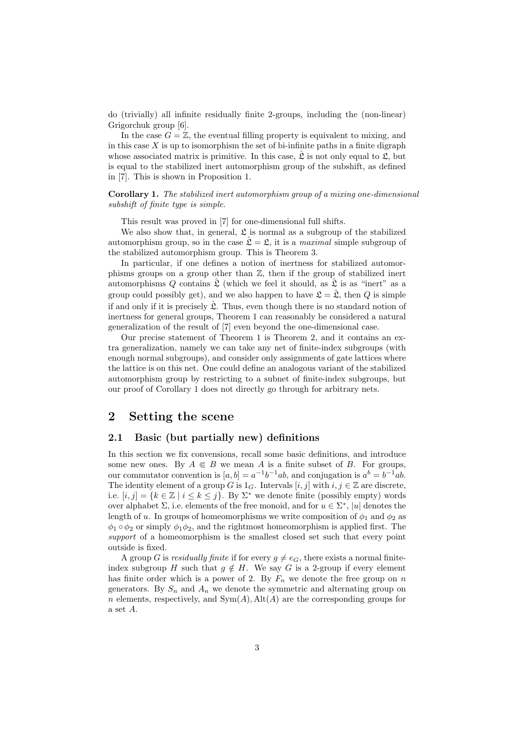do (trivially) all infinite residually finite 2-groups, including the (non-linear) Grigorchuk group [6].

In the case $G = \mathbb{Z}$, the eventual filling property is equivalent to mixing, and in this case $X$ is up to isomorphism the set of bi-infinite paths in a finite digraph whose associated matrix is primitive. In this case, $\hat{\mathfrak{L}}$ is not only equal to $\mathfrak{L}$, but is equal to the stabilized inert automorphism group of the subshift, as defined in [7]. This is shown in Proposition 1.

**Corollary 1.** *The stabilized inert automorphism group of a mixing one-dimensional subshift of finite type is simple.*

This result was proved in [7] for one-dimensional full shifts.

We also show that, in general, $\mathfrak{L}$ is normal as a subgroup of the stabilized automorphism group, so in the case $\hat{\mathfrak{L}} = \mathfrak{L}$, it is a *maximal* simple subgroup of the stabilized automorphism group. This is Theorem 3.

In particular, if one defines a notion of inertness for stabilized automorphisms groups on a group other than $\mathbb{Z}$, then if the group of stabilized inert automorphisms $Q$ contains $\hat{\mathfrak{L}}$ (which we feel it should, as $\hat{\mathfrak{L}}$ is as "inert" as a group could possibly get), and we also happen to have $\mathfrak{L} = \hat{\mathfrak{L}}$, then $Q$ is simple if and only if it is precisely $\hat{\mathfrak{L}}$. Thus, even though there is no standard notion of inertness for general groups, Theorem 1 can reasonably be considered a natural generalization of the result of [7] even beyond the one-dimensional case.

Our precise statement of Theorem 1 is Theorem 2, and it contains an extra generalization, namely we can take any net of finite-index subgroups (with enough normal subgroups), and consider only assignments of gate lattices where the lattice is on this net. One could define an analogous variant of the stabilized automorphism group by restricting to a subnet of finite-index subgroups, but our proof of Corollary 1 does not directly go through for arbitrary nets.

# 2 Setting the scene

## 2.1 Basic (but partially new) definitions

In this section we fix convensions, recall some basic definitions, and introduce some new ones. By $A \Subset B$ we mean $A$ is a finite subset of $B$. For groups, our commutator convention is $[a, b] = a^{-1}b^{-1}ab$, and conjugation is $a^b = b^{-1}ab$. The identity element of a group $G$ is $1_G$. Intervals $[i, j]$ with $i, j \in \mathbb{Z}$ are discrete, i.e. $[i, j] = \{k \in \mathbb{Z} \mid i \leq k \leq j\}$. By $\Sigma^*$ we denote finite (possibly empty) words over alphabet $\Sigma$, i.e. elements of the free monoid, and for $u \in \Sigma^*$, $|u|$ denotes the length of $u$. In groups of homeomorphisms we write composition of $\phi_1$ and $\phi_2$ as $\phi_1 \circ \phi_2$ or simply $\phi_1\phi_2$, and the rightmost homeomorphism is applied first. The *support* of a homeomorphism is the smallest closed set such that every point outside is fixed.

A group $G$ is *residually finite* if for every $g \neq e_G$, there exists a normal finite-index subgroup $H$ such that $g \notin H$. We say $G$ is a 2-group if every element has finite order which is a power of 2. By $F_n$ we denote the free group on $n$ generators. By $S_n$ and $A_n$ we denote the symmetric and alternating group on $n$ elements, respectively, and $\mathrm{Sym}(A), \mathrm{Alt}(A)$ are the corresponding groups for a set $A$.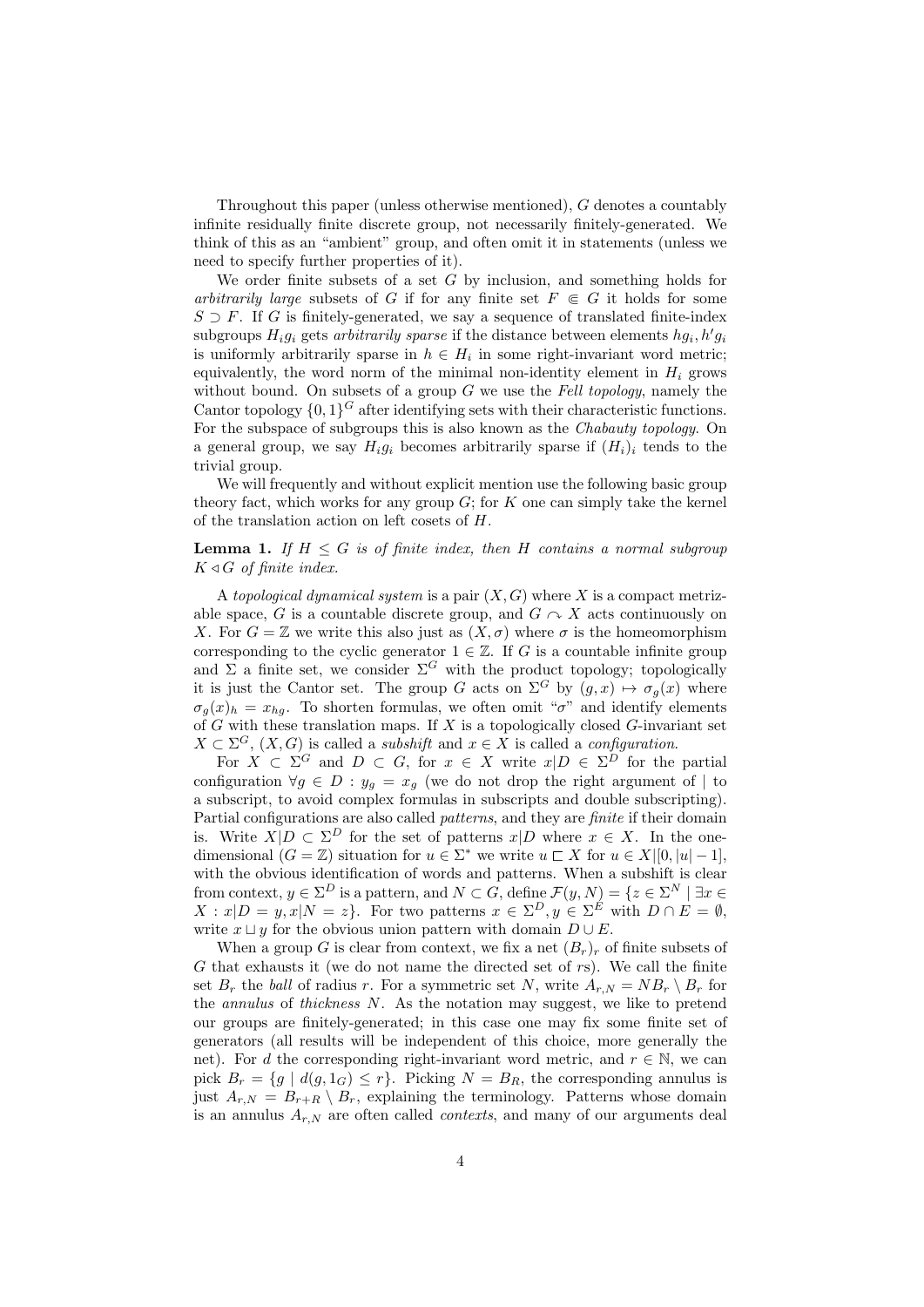Throughout this paper (unless otherwise mentioned), $G$ denotes a countably infinite residually finite discrete group, not necessarily finitely-generated. We think of this as an "ambient" group, and often omit it in statements (unless we need to specify further properties of it).

We order finite subsets of a set $G$ by inclusion, and something holds for *arbitrarily large* subsets of $G$ if for any finite set $F \Subset G$ it holds for some $S \supset F$. If $G$ is finitely-generated, we say a sequence of translated finite-index subgroups $H_i g_i$ gets *arbitrarily sparse* if the distance between elements $hg_i, h'g_i$ is uniformly arbitrarily sparse in $h \in H_i$ in some right-invariant word metric; equivalently, the word norm of the minimal non-identity element in $H_i$ grows without bound. On subsets of a group $G$ we use the *Fell topology*, namely the Cantor topology $\{0,1\}^G$ after identifying sets with their characteristic functions. For the subspace of subgroups this is also known as the *Chabauty topology*. On a general group, we say $H_i g_i$ becomes arbitrarily sparse if $(H_i)_i$ tends to the trivial group.

We will frequently and without explicit mention use the following basic group theory fact, which works for any group $G$; for $K$ one can simply take the kernel of the translation action on left cosets of $H$.

**Lemma 1.** *If $H \leq G$ is of finite index, then $H$ contains a normal subgroup $K \triangleleft G$ of finite index.*

A *topological dynamical system* is a pair $(X, G)$ where $X$ is a compact metrizable space, $G$ is a countable discrete group, and $G \curvearrowright X$ acts continuously on $X$. For $G = \mathbb{Z}$ we write this also just as $(X, \sigma)$ where $\sigma$ is the homeomorphism corresponding to the cyclic generator $1 \in \mathbb{Z}$. If $G$ is a countable infinite group and $\Sigma$ a finite set, we consider $\Sigma^G$ with the product topology; topologically it is just the Cantor set. The group $G$ acts on $\Sigma^G$ by $(g, x) \mapsto \sigma_g(x)$ where $\sigma_g(x)_h = x_{hg}$. To shorten formulas, we often omit "$\sigma$" and identify elements of $G$ with these translation maps. If $X$ is a topologically closed $G$-invariant set $X \subset \Sigma^G$, $(X, G)$ is called a *subshift* and $x \in X$ is called a *configuration*.

For $X \subset \Sigma^G$ and $D \subset G$, for $x \in X$ write $x|D \in \Sigma^D$ for the partial configuration $\forall g \in D : y_g = x_g$ (we do not drop the right argument of $|$ to a subscript, to avoid complex formulas in subscripts and double subscripting). Partial configurations are also called *patterns*, and they are *finite* if their domain is. Write $X|D \subset \Sigma^D$ for the set of patterns $x|D$ where $x \in X$. In the one-dimensional ($G = \mathbb{Z}$) situation for $u \in \Sigma^*$ we write $u \sqsubset X$ for $u \in X|[0, |u|-1]$, with the obvious identification of words and patterns. When a subshift is clear from context, $y \in \Sigma^D$ is a pattern, and $N \subset G$, define $\mathcal{F}(y, N) = \{z \in \Sigma^N \mid \exists x \in X : x|D = y, x|N = z\}$. For two patterns $x \in \Sigma^D, y \in \Sigma^E$ with $D \cap E = \emptyset$, write $x \sqcup y$ for the obvious union pattern with domain $D \cup E$.

When a group $G$ is clear from context, we fix a net $(B_r)_r$ of finite subsets of $G$ that exhausts it (we do not name the directed set of $r$s). We call the finite set $B_r$ the *ball* of radius $r$. For a symmetric set $N$, write $A_{r,N} = NB_r \setminus B_r$ for the *annulus* of *thickness* $N$. As the notation may suggest, we like to pretend our groups are finitely-generated; in this case one may fix some finite set of generators (all results will be independent of this choice, more generally the net). For $d$ the corresponding right-invariant word metric, and $r \in \mathbb{N}$, we can pick $B_r = \{g \mid d(g, 1_G) \leq r\}$. Picking $N = B_R$, the corresponding annulus is just $A_{r,N} = B_{r+R} \setminus B_r$, explaining the terminology. Patterns whose domain is an annulus $A_{r,N}$ are often called *contexts*, and many of our arguments deal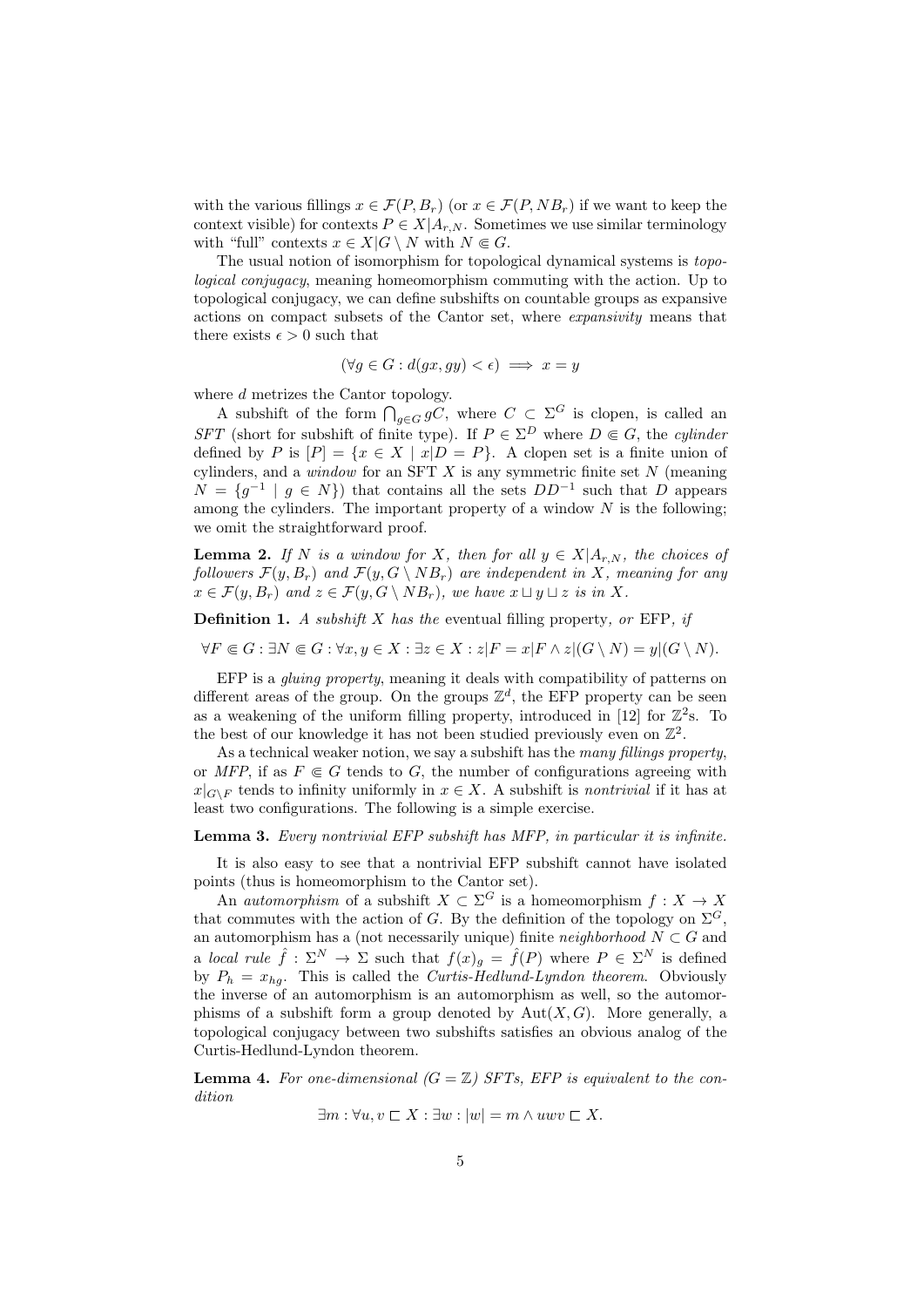with the various fillings $x \in \mathcal{F}(P, B_r)$ (or $x \in \mathcal{F}(P, NB_r)$ if we want to keep the context visible) for contexts $P \in X|A_{r,N}$. Sometimes we use similar terminology with "full" contexts $x \in X|G \setminus N$ with $N \Subset G$.

The usual notion of isomorphism for topological dynamical systems is *topological conjugacy*, meaning homeomorphism commuting with the action. Up to topological conjugacy, we can define subshifts on countable groups as expansive actions on compact subsets of the Cantor set, where *expansivity* means that there exists $\epsilon > 0$ such that

$$(\forall g \in G : d(gx, gy) < \epsilon) \implies x = y$$

where $d$ metrizes the Cantor topology.

A subshift of the form $\bigcap_{g \in G} gC$, where $C \subset \Sigma^G$ is clopen, is called an *SFT* (short for subshift of finite type). If $P \in \Sigma^D$ where $D \Subset G$, the *cylinder* defined by $P$ is $[P] = \{x \in X \mid x|D = P\}$. A clopen set is a finite union of cylinders, and a *window* for an SFT $X$ is any symmetric finite set $N$ (meaning $N = \{g^{-1} \mid g \in N\}$) that contains all the sets $DD^{-1}$ such that $D$ appears among the cylinders. The important property of a window $N$ is the following; we omit the straightforward proof.

**Lemma 2.** *If $N$ is a window for $X$, then for all $y \in X|A_{r,N}$, the choices of followers $\mathcal{F}(y, B_r)$ and $\mathcal{F}(y, G \setminus NB_r)$ are independent in $X$, meaning for any $x \in \mathcal{F}(y, B_r)$ and $z \in \mathcal{F}(y, G \setminus NB_r)$, we have $x \sqcup y \sqcup z$ is in $X$.*

**Definition 1.** *A subshift $X$ has the* eventual filling property*, or* EFP*, if*

$$\forall F \Subset G : \exists N \Subset G : \forall x, y \in X : \exists z \in X : z|F = x|F \wedge z|(G \setminus N) = y|(G \setminus N).$$

EFP is a *gluing property*, meaning it deals with compatibility of patterns on different areas of the group. On the groups $\mathbb{Z}^d$, the EFP property can be seen as a weakening of the uniform filling property, introduced in [12] for $\mathbb{Z}^2$s. To the best of our knowledge it has not been studied previously even on $\mathbb{Z}^2$.

As a technical weaker notion, we say a subshift has the *many fillings property*, or *MFP*, if as $F \Subset G$ tends to $G$, the number of configurations agreeing with $x|_{G \setminus F}$ tends to infinity uniformly in $x \in X$. A subshift is *nontrivial* if it has at least two configurations. The following is a simple exercise.

**Lemma 3.** *Every nontrivial EFP subshift has MFP, in particular it is infinite.*

It is also easy to see that a nontrivial EFP subshift cannot have isolated points (thus is homeomorphism to the Cantor set).

An *automorphism* of a subshift $X \subset \Sigma^G$ is a homeomorphism $f : X \to X$ that commutes with the action of $G$. By the definition of the topology on $\Sigma^G$, an automorphism has a (not necessarily unique) finite *neighborhood* $N \subset G$ and a *local rule* $\hat{f} : \Sigma^N \to \Sigma$ such that $f(x)_g = \hat{f}(P)$ where $P \in \Sigma^N$ is defined by $P_h = x_{hg}$. This is called the *Curtis-Hedlund-Lyndon theorem*. Obviously the inverse of an automorphism is an automorphism as well, so the automorphisms of a subshift form a group denoted by $\mathrm{Aut}(X, G)$. More generally, a topological conjugacy between two subshifts satisfies an obvious analog of the Curtis-Hedlund-Lyndon theorem.

**Lemma 4.** *For one-dimensional ($G = \mathbb{Z}$) SFTs, EFP is equivalent to the condition*

$$\exists m : \forall u, v \sqsubset X : \exists w : |w| = m \wedge uwv \sqsubset X.$$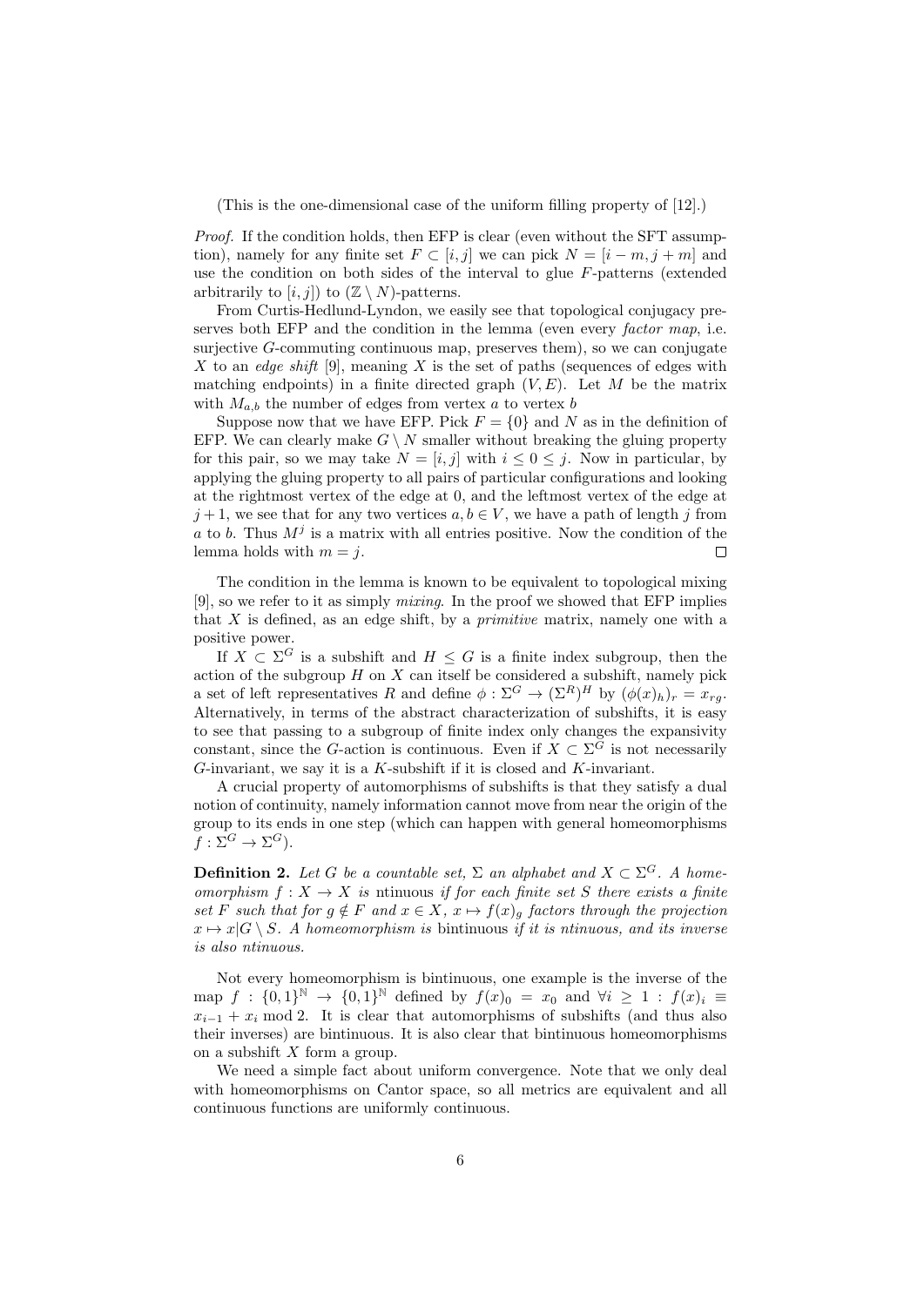(This is the one-dimensional case of the uniform filling property of [12].)

*Proof.* If the condition holds, then EFP is clear (even without the SFT assumption), namely for any finite set $F \subset [i, j]$ we can pick $N = [i - m, j + m]$ and use the condition on both sides of the interval to glue $F$-patterns (extended arbitrarily to $[i, j]$) to $(\mathbb{Z} \setminus N)$-patterns.

From Curtis-Hedlund-Lyndon, we easily see that topological conjugacy preserves both EFP and the condition in the lemma (even every *factor map*, i.e. surjective $G$-commuting continuous map, preserves them), so we can conjugate $X$ to an *edge shift* [9], meaning $X$ is the set of paths (sequences of edges with matching endpoints) in a finite directed graph $(V, E)$. Let $M$ be the matrix with $M_{a,b}$ the number of edges from vertex $a$ to vertex $b$

Suppose now that we have EFP. Pick $F = \{0\}$ and $N$ as in the definition of EFP. We can clearly make $G \setminus N$ smaller without breaking the gluing property for this pair, so we may take $N = [i, j]$ with $i \leq 0 \leq j$. Now in particular, by applying the gluing property to all pairs of particular configurations and looking at the rightmost vertex of the edge at 0, and the leftmost vertex of the edge at $j+1$, we see that for any two vertices $a, b \in V$, we have a path of length $j$ from $a$ to $b$. Thus $M^j$ is a matrix with all entries positive. Now the condition of the lemma holds with $m = j$. $\square$

The condition in the lemma is known to be equivalent to topological mixing [9], so we refer to it as simply *mixing*. In the proof we showed that EFP implies that $X$ is defined, as an edge shift, by a *primitive* matrix, namely one with a positive power.

If $X \subset \Sigma^G$ is a subshift and $H \leq G$ is a finite index subgroup, then the action of the subgroup $H$ on $X$ can itself be considered a subshift, namely pick a set of left representatives $R$ and define $\phi : \Sigma^G \to (\Sigma^R)^H$ by $(\phi(x)_h)_r = x_{rg}$. Alternatively, in terms of the abstract characterization of subshifts, it is easy to see that passing to a subgroup of finite index only changes the expansivity constant, since the $G$-action is continuous. Even if $X \subset \Sigma^G$ is not necessarily $G$-invariant, we say it is a $K$-subshift if it is closed and $K$-invariant.

A crucial property of automorphisms of subshifts is that they satisfy a dual notion of continuity, namely information cannot move from near the origin of the group to its ends in one step (which can happen with general homeomorphisms $f : \Sigma^G \to \Sigma^G$).

**Definition 2.** *Let $G$ be a countable set, $\Sigma$ an alphabet and $X \subset \Sigma^G$. A homeomorphism $f : X \to X$ is* ntinuous *if for each finite set $S$ there exists a finite set $F$ such that for $g \notin F$ and $x \in X$, $x \mapsto f(x)_g$ factors through the projection $x \mapsto x|G \setminus S$. A homeomorphism is* bintinuous *if it is ntinuous, and its inverse is also ntinuous.*

Not every homeomorphism is bintinuous, one example is the inverse of the map $f : \{0, 1\}^{\mathbb{N}} \to \{0, 1\}^{\mathbb{N}}$ defined by $f(x)_0 = x_0$ and $\forall i \geq 1 : f(x)_i \equiv x_{i-1} + x_i \bmod 2$. It is clear that automorphisms of subshifts (and thus also their inverses) are bintinuous. It is also clear that bintinuous homeomorphisms on a subshift $X$ form a group.

We need a simple fact about uniform convergence. Note that we only deal with homeomorphisms on Cantor space, so all metrics are equivalent and all continuous functions are uniformly continuous.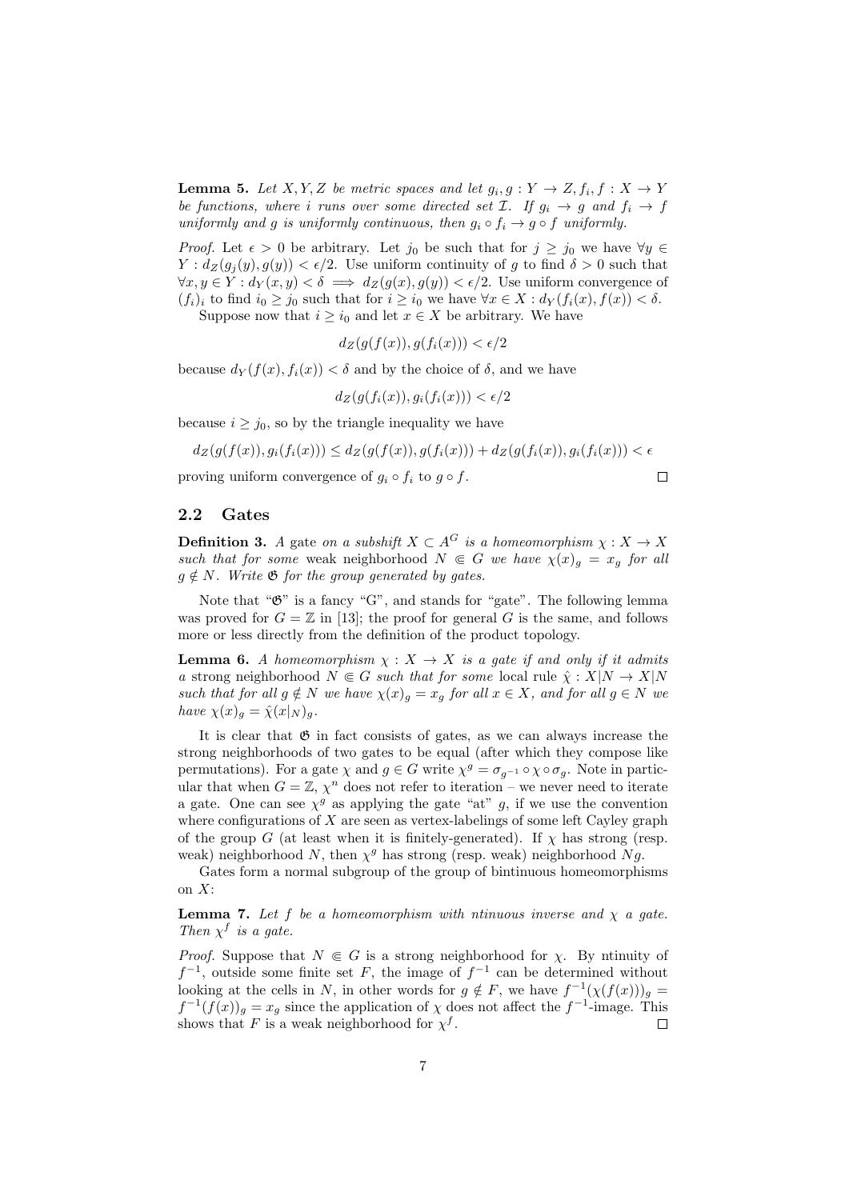**Lemma 5.** *Let $X, Y, Z$ be metric spaces and let $g_i, g : Y \to Z, f_i, f : X \to Y$ be functions, where $i$ runs over some directed set $\mathcal{I}$. If $g_i \to g$ and $f_i \to f$ uniformly and $g$ is uniformly continuous, then $g_i \circ f_i \to g \circ f$ uniformly.*

*Proof.* Let $\epsilon > 0$ be arbitrary. Let $j_0$ be such that for $j \geq j_0$ we have $\forall y \in Y : d_Z(g_j(y), g(y)) < \epsilon/2$. Use uniform continuity of $g$ to find $\delta > 0$ such that $\forall x, y \in Y : d_Y(x, y) < \delta \implies d_Z(g(x), g(y)) < \epsilon/2$. Use uniform convergence of $(f_i)_i$ to find $i_0 \geq j_0$ such that for $i \geq i_0$ we have $\forall x \in X : d_Y(f_i(x), f(x)) < \delta$.

Suppose now that $i \geq i_0$ and let $x \in X$ be arbitrary. We have

$$d_Z(g(f(x)), g(f_i(x))) < \epsilon/2$$

because $d_Y(f(x), f_i(x)) < \delta$ and by the choice of $\delta$, and we have

$$d_Z(g(f_i(x)), g_i(f_i(x))) < \epsilon/2$$

because $i \geq j_0$, so by the triangle inequality we have

$$d_Z(g(f(x)), g_i(f_i(x))) \leq d_Z(g(f(x)), g(f_i(x))) + d_Z(g(f_i(x)), g_i(f_i(x))) < \epsilon$$

proving uniform convergence of $g_i \circ f_i$ to $g \circ f$. $\square$

## 2.2 Gates

**Definition 3.** *A* gate *on a subshift $X \subset A^G$ is a homeomorphism $\chi : X \to X$ such that for some* weak neighborhood *$N \Subset G$ we have $\chi(x)_g = x_g$ for all $g \notin N$. Write $\mathfrak{G}$ for the group generated by gates.*

Note that "$\mathfrak{G}$" is a fancy "G", and stands for "gate". The following lemma was proved for $G = \mathbb{Z}$ in [13]; the proof for general $G$ is the same, and follows more or less directly from the definition of the product topology.

**Lemma 6.** *A homeomorphism $\chi : X \to X$ is a gate if and only if it admits a* strong neighborhood *$N \Subset G$ such that for some* local rule *$\hat{\chi} : X|N \to X|N$ such that for all $g \notin N$ we have $\chi(x)_g = x_g$ for all $x \in X$, and for all $g \in N$ we have $\chi(x)_g = \hat{\chi}(x|_N)_g$.*

It is clear that $\mathfrak{G}$ in fact consists of gates, as we can always increase the strong neighborhoods of two gates to be equal (after which they compose like permutations). For a gate $\chi$ and $g \in G$ write $\chi^g = \sigma_{g^{-1}} \circ \chi \circ \sigma_g$. Note in particular that when $G = \mathbb{Z}$, $\chi^n$ does not refer to iteration – we never need to iterate a gate. One can see $\chi^g$ as applying the gate "at" $g$, if we use the convention where configurations of $X$ are seen as vertex-labelings of some left Cayley graph of the group $G$ (at least when it is finitely-generated). If $\chi$ has strong (resp. weak) neighborhood $N$, then $\chi^g$ has strong (resp. weak) neighborhood $Ng$.

Gates form a normal subgroup of the group of bintinuous homeomorphisms on $X$:

**Lemma 7.** *Let $f$ be a homeomorphism with ntinuous inverse and $\chi$ a gate. Then $\chi^f$ is a gate.*

*Proof.* Suppose that $N \Subset G$ is a strong neighborhood for $\chi$. By ntinuity of $f^{-1}$, outside some finite set $F$, the image of $f^{-1}$ can be determined without looking at the cells in $N$, in other words for $g \notin F$, we have $f^{-1}(\chi(f(x)))_g = f^{-1}(f(x))_g = x_g$ since the application of $\chi$ does not affect the $f^{-1}$-image. This shows that $F$ is a weak neighborhood for $\chi^f$. $\square$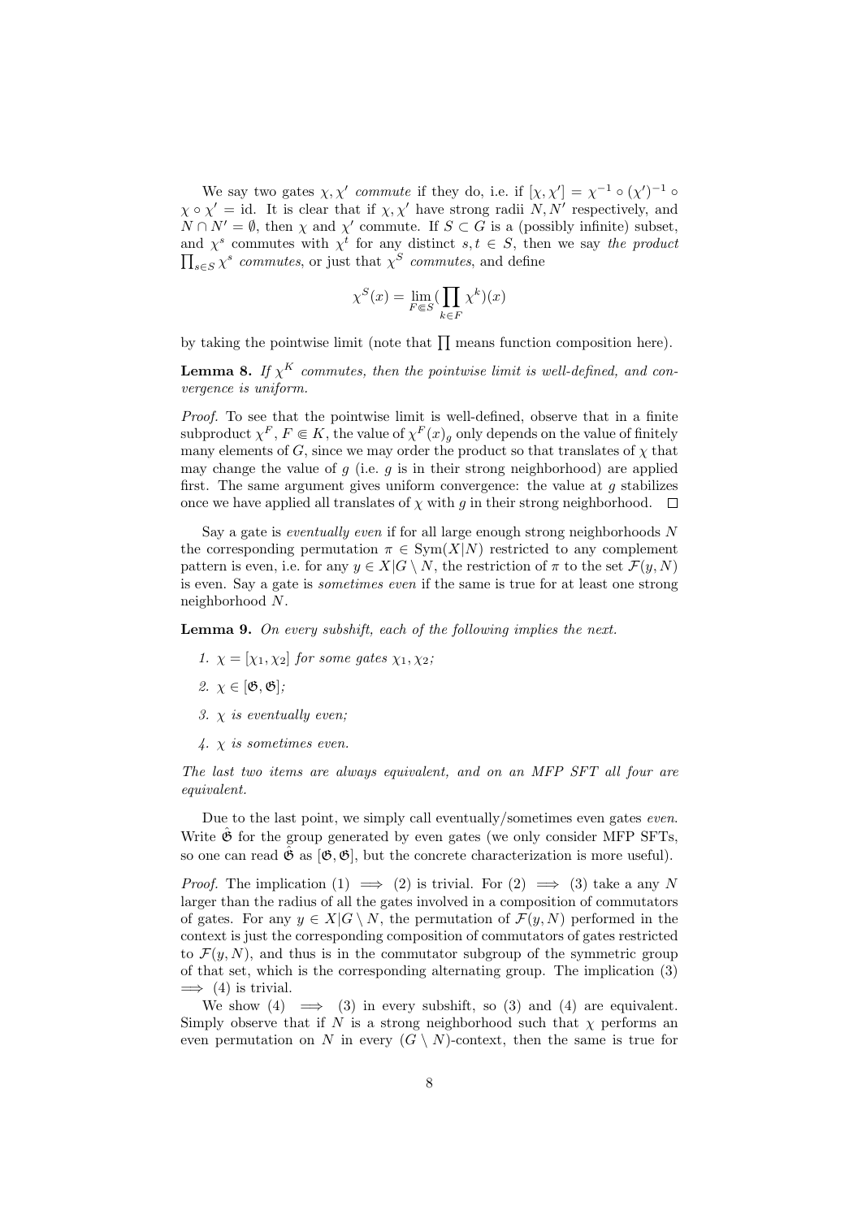We say two gates $\chi, \chi'$ *commute* if they do, i.e. if $[\chi, \chi'] = \chi^{-1} \circ (\chi')^{-1} \circ \chi \circ \chi' = \mathrm{id}$. It is clear that if $\chi, \chi'$ have strong radii $N, N'$ respectively, and $N \cap N' = \emptyset$, then $\chi$ and $\chi'$ commute. If $S \subset G$ is a (possibly infinite) subset, and $\chi^s$ commutes with $\chi^t$ for any distinct $s, t \in S$, then we say *the product* $\prod_{s \in S} \chi^s$ *commutes*, or just that $\chi^S$ *commutes*, and define

$$\chi^S(x) = \lim_{F \Subset S} (\prod_{k \in F} \chi^k)(x)$$

by taking the pointwise limit (note that $\prod$ means function composition here).

**Lemma 8.** *If $\chi^K$ commutes, then the pointwise limit is well-defined, and convergence is uniform.*

*Proof.* To see that the pointwise limit is well-defined, observe that in a finite subproduct $\chi^F$, $F \Subset K$, the value of $\chi^F(x)_g$ only depends on the value of finitely many elements of $G$, since we may order the product so that translates of $\chi$ that may change the value of $g$ (i.e. $g$ is in their strong neighborhood) are applied first. The same argument gives uniform convergence: the value at $g$ stabilizes once we have applied all translates of $\chi$ with $g$ in their strong neighborhood. $\square$

Say a gate is *eventually even* if for all large enough strong neighborhoods $N$ the corresponding permutation $\pi \in \mathrm{Sym}(X|N)$ restricted to any complement pattern is even, i.e. for any $y \in X|G \setminus N$, the restriction of $\pi$ to the set $\mathcal{F}(y, N)$ is even. Say a gate is *sometimes even* if the same is true for at least one strong neighborhood $N$.

**Lemma 9.** *On every subshift, each of the following implies the next.*

1. *$\chi = [\chi_1, \chi_2]$ for some gates $\chi_1, \chi_2$;*
2. *$\chi \in [\mathfrak{G}, \mathfrak{G}]$;*
3. *$\chi$ is eventually even;*
4. *$\chi$ is sometimes even.*

*The last two items are always equivalent, and on an MFP SFT all four are equivalent.*

Due to the last point, we simply call eventually/sometimes even gates *even*. Write $\hat{\mathfrak{G}}$ for the group generated by even gates (we only consider MFP SFTs, so one can read $\hat{\mathfrak{G}}$ as $[\mathfrak{G}, \mathfrak{G}]$, but the concrete characterization is more useful).

*Proof.* The implication (1) $\implies$ (2) is trivial. For (2) $\implies$ (3) take a any $N$ larger than the radius of all the gates involved in a composition of commutators of gates. For any $y \in X|G \setminus N$, the permutation of $\mathcal{F}(y, N)$ performed in the context is just the corresponding composition of commutators of gates restricted to $\mathcal{F}(y, N)$, and thus is in the commutator subgroup of the symmetric group of that set, which is the corresponding alternating group. The implication (3) $\implies$ (4) is trivial.

We show (4) $\implies$ (3) in every subshift, so (3) and (4) are equivalent. Simply observe that if $N$ is a strong neighborhood such that $\chi$ performs an even permutation on $N$ in every $(G \setminus N)$-context, then the same is true for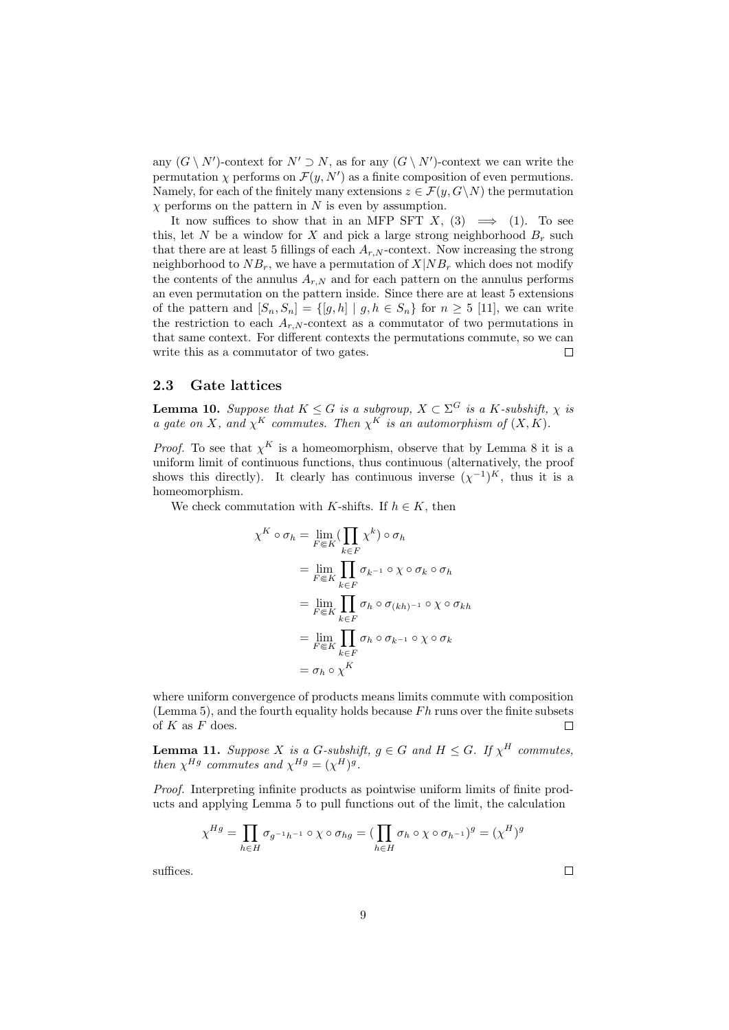any $(G \setminus N')$-context for $N' \supset N$, as for any $(G \setminus N')$-context we can write the permutation $\chi$ performs on $\mathcal{F}(y, N')$ as a finite composition of even permutions. Namely, for each of the finitely many extensions $z \in \mathcal{F}(y, G \setminus N)$ the permutation $\chi$ performs on the pattern in $N$ is even by assumption.

It now suffices to show that in an MFP SFT $X$, (3) $\implies$ (1). To see this, let $N$ be a window for $X$ and pick a large strong neighborhood $B_r$ such that there are at least 5 fillings of each $A_{r,N}$-context. Now increasing the strong neighborhood to $NB_r$, we have a permutation of $X|NB_r$ which does not modify the contents of the annulus $A_{r,N}$ and for each pattern on the annulus performs an even permutation on the pattern inside. Since there are at least 5 extensions of the pattern and $[S_n, S_n] = \{[g, h] \mid g, h \in S_n\}$ for $n \geq 5$ [11], we can write the restriction to each $A_{r,N}$-context as a commutator of two permutations in that same context. For different contexts the permutations commute, so we can write this as a commutator of two gates. $\square$

## 2.3 Gate lattices

**Lemma 10.** *Suppose that $K \leq G$ is a subgroup, $X \subset \Sigma^G$ is a $K$-subshift, $\chi$ is a gate on $X$, and $\chi^K$ commutes. Then $\chi^K$ is an automorphism of $(X, K)$.*

*Proof.* To see that $\chi^K$ is a homeomorphism, observe that by Lemma 8 it is a uniform limit of continuous functions, thus continuous (alternatively, the proof shows this directly). It clearly has continuous inverse $(\chi^{-1})^K$, thus it is a homeomorphism.

We check commutation with $K$-shifts. If $h \in K$, then

$$
\begin{aligned}
\chi^K \circ \sigma_h &= \lim_{F \Subset K} (\prod_{k \in F} \chi^k) \circ \sigma_h \\
&= \lim_{F \Subset K} \prod_{k \in F} \sigma_{k^{-1}} \circ \chi \circ \sigma_k \circ \sigma_h \\
&= \lim_{F \Subset K} \prod_{k \in F} \sigma_h \circ \sigma_{(kh)^{-1}} \circ \chi \circ \sigma_{kh} \\
&= \lim_{F \Subset K} \prod_{k \in F} \sigma_h \circ \sigma_{k^{-1}} \circ \chi \circ \sigma_k \\
&= \sigma_h \circ \chi^K
\end{aligned}
$$

where uniform convergence of products means limits commute with composition (Lemma 5), and the fourth equality holds because $Fh$ runs over the finite subsets of $K$ as $F$ does. $\square$

**Lemma 11.** *Suppose $X$ is a $G$-subshift, $g \in G$ and $H \leq G$. If $\chi^H$ commutes, then $\chi^{Hg}$ commutes and $\chi^{Hg} = (\chi^H)^g$.*

*Proof.* Interpreting infinite products as pointwise uniform limits of finite products and applying Lemma 5 to pull functions out of the limit, the calculation

$$
\chi^{Hg} = \prod_{h \in H} \sigma_{g^{-1}h^{-1}} \circ \chi \circ \sigma_{hg} = (\prod_{h \in H} \sigma_h \circ \chi \circ \sigma_{h^{-1}})^g = (\chi^H)^g
$$

suffices. $\square$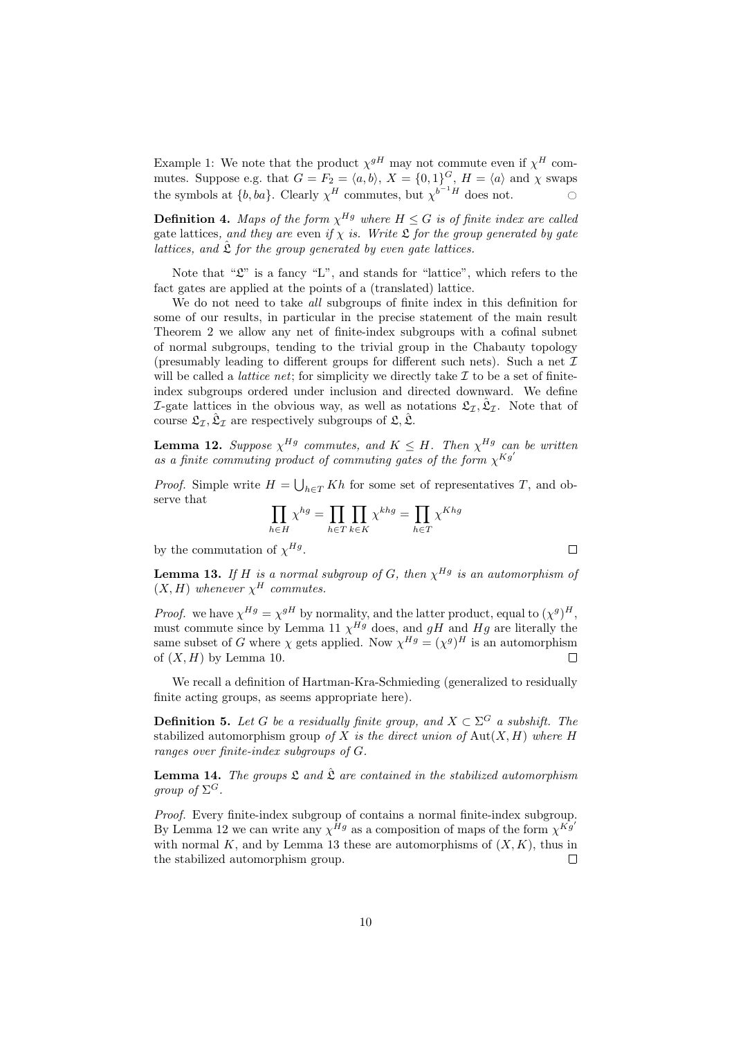Example 1: We note that the product $\chi^{gH}$ may not commute even if $\chi^H$ commutes. Suppose e.g. that $G = F_2 = \langle a, b \rangle$, $X = \{0,1\}^G$, $H = \langle a \rangle$ and $\chi$ swaps the symbols at $\{b, ba\}$. Clearly $\chi^H$ commutes, but $\chi^{b^{-1}H}$ does not. ○

**Definition 4.** *Maps of the form $\chi^{Hg}$ where $H \leq G$ is of finite index are called* gate lattices*, and they are* even *if $\chi$ is. Write $\mathfrak{L}$ for the group generated by gate lattices, and $\hat{\mathfrak{L}}$ for the group generated by even gate lattices.*

Note that "$\mathfrak{L}$" is a fancy "L", and stands for "lattice", which refers to the fact gates are applied at the points of a (translated) lattice.

We do not need to take *all* subgroups of finite index in this definition for some of our results, in particular in the precise statement of the main result Theorem 2 we allow any net of finite-index subgroups with a cofinal subnet of normal subgroups, tending to the trivial group in the Chabauty topology (presumably leading to different groups for different such nets). Such a net $\mathcal{I}$ will be called a *lattice net*; for simplicity we directly take $\mathcal{I}$ to be a set of finite-index subgroups ordered under inclusion and directed downward. We define $\mathcal{I}$-gate lattices in the obvious way, as well as notations $\mathfrak{L}_\mathcal{I}, \hat{\mathfrak{L}}_\mathcal{I}$. Note that of course $\mathfrak{L}_\mathcal{I}, \hat{\mathfrak{L}}_\mathcal{I}$ are respectively subgroups of $\mathfrak{L}, \hat{\mathfrak{L}}$.

**Lemma 12.** *Suppose $\chi^{Hg}$ commutes, and $K \leq H$. Then $\chi^{Hg}$ can be written as a finite commuting product of commuting gates of the form $\chi^{Kg'}$*

*Proof.* Simple write $H = \bigcup_{h \in T} Kh$ for some set of representatives $T$, and observe that

$$\prod_{h \in H} \chi^{hg} = \prod_{h \in T} \prod_{k \in K} \chi^{khg} = \prod_{h \in T} \chi^{Khg}$$

by the commutation of $\chi^{Hg}$. □

**Lemma 13.** *If $H$ is a normal subgroup of $G$, then $\chi^{Hg}$ is an automorphism of $(X, H)$ whenever $\chi^H$ commutes.*

*Proof.* we have $\chi^{Hg} = \chi^{gH}$ by normality, and the latter product, equal to $(\chi^g)^H$, must commute since by Lemma 11 $\chi^{Hg}$ does, and $gH$ and $Hg$ are literally the same subset of $G$ where $\chi$ gets applied. Now $\chi^{Hg} = (\chi^g)^H$ is an automorphism of $(X, H)$ by Lemma 10. □

We recall a definition of Hartman-Kra-Schmieding (generalized to residually finite acting groups, as seems appropriate here).

**Definition 5.** *Let $G$ be a residually finite group, and $X \subset \Sigma^G$ a subshift. The* stabilized automorphism group *of $X$ is the direct union of $\mathrm{Aut}(X, H)$ where $H$ ranges over finite-index subgroups of $G$.*

**Lemma 14.** *The groups $\mathfrak{L}$ and $\hat{\mathfrak{L}}$ are contained in the stabilized automorphism group of $\Sigma^G$.*

*Proof.* Every finite-index subgroup of contains a normal finite-index subgroup. By Lemma 12 we can write any $\chi^{Hg}$ as a composition of maps of the form $\chi^{Kg'}$ with normal $K$, and by Lemma 13 these are automorphisms of $(X, K)$, thus in the stabilized automorphism group. □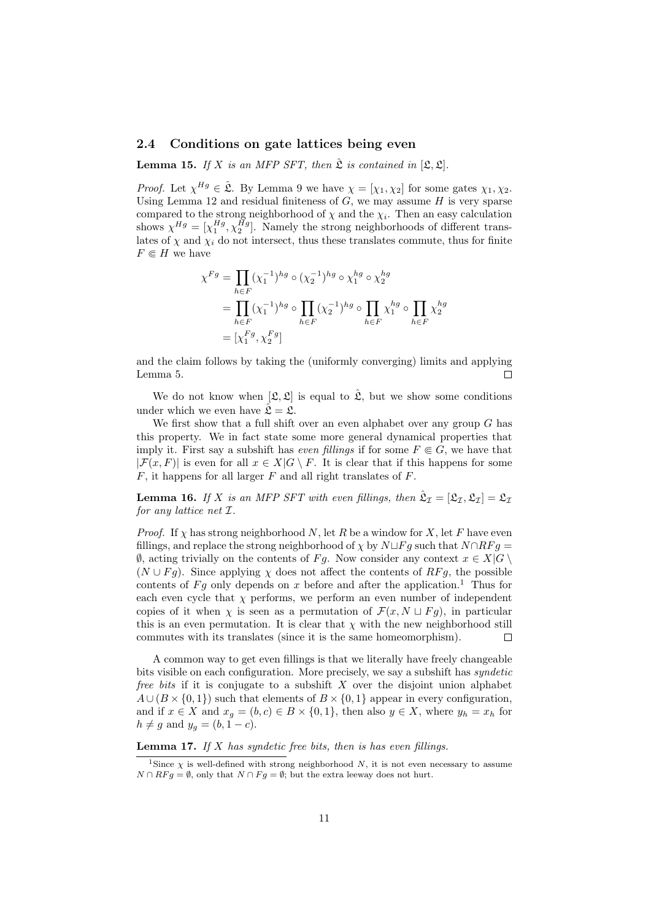### 2.4 Conditions on gate lattices being even

**Lemma 15.** *If $X$ is an MFP SFT, then $\hat{\mathfrak{L}}$ is contained in $[\mathfrak{L}, \mathfrak{L}]$.*

*Proof.* Let $\chi^{Hg} \in \hat{\mathfrak{L}}$. By Lemma 9 we have $\chi = [\chi_1, \chi_2]$ for some gates $\chi_1, \chi_2$. Using Lemma 12 and residual finiteness of $G$, we may assume $H$ is very sparse compared to the strong neighborhood of $\chi$ and the $\chi_i$. Then an easy calculation shows $\chi^{Hg} = [\chi_1^{Hg}, \chi_2^{Hg}]$. Namely the strong neighborhoods of different translates of $\chi$ and $\chi_i$ do not intersect, thus these translates commute, thus for finite $F \Subset H$ we have

$$
\begin{aligned}
\chi^{Fg} &= \prod_{h \in F} (\chi_1^{-1})^{hg} \circ (\chi_2^{-1})^{hg} \circ \chi_1^{hg} \circ \chi_2^{hg} \\
&= \prod_{h \in F} (\chi_1^{-1})^{hg} \circ \prod_{h \in F} (\chi_2^{-1})^{hg} \circ \prod_{h \in F} \chi_1^{hg} \circ \prod_{h \in F} \chi_2^{hg} \\
&= [\chi_1^{Fg}, \chi_2^{Fg}]
\end{aligned}
$$

and the claim follows by taking the (uniformly converging) limits and applying Lemma 5. $\square$

We do not know when $[\mathfrak{L}, \mathfrak{L}]$ is equal to $\hat{\mathfrak{L}}$, but we show some conditions under which we even have $\hat{\mathfrak{L}} = \mathfrak{L}$.

We first show that a full shift over an even alphabet over any group $G$ has this property. We in fact state some more general dynamical properties that imply it. First say a subshift has *even fillings* if for some $F \Subset G$, we have that $|\mathcal{F}(x, F)|$ is even for all $x \in X|G \setminus F$. It is clear that if this happens for some $F$, it happens for all larger $F$ and all right translates of $F$.

**Lemma 16.** *If $X$ is an MFP SFT with even fillings, then $\hat{\mathfrak{L}}_{\mathcal{I}} = [\mathfrak{L}_{\mathcal{I}}, \mathfrak{L}_{\mathcal{I}}] = \mathfrak{L}_{\mathcal{I}}$ for any lattice net $\mathcal{I}$.*

*Proof.* If $\chi$ has strong neighborhood $N$, let $R$ be a window for $X$, let $F$ have even fillings, and replace the strong neighborhood of $\chi$ by $N \sqcup Fg$ such that $N \cap RFg = \emptyset$, acting trivially on the contents of $Fg$. Now consider any context $x \in X|G \setminus (N \cup Fg)$. Since applying $\chi$ does not affect the contents of $RFg$, the possible contents of $Fg$ only depends on $x$ before and after the application.[1] Thus for each even cycle that $\chi$ performs, we perform an even number of independent copies of it when $\chi$ is seen as a permutation of $\mathcal{F}(x, N \sqcup Fg)$, in particular this is an even permutation. It is clear that $\chi$ with the new neighborhood still commutes with its translates (since it is the same homeomorphism). $\square$

A common way to get even fillings is that we literally have freely changeable bits visible on each configuration. More precisely, we say a subshift has *syndetic free bits* if it is conjugate to a subshift $X$ over the disjoint union alphabet $A \cup (B \times \{0, 1\})$ such that elements of $B \times \{0, 1\}$ appear in every configuration, and if $x \in X$ and $x_g = (b, c) \in B \times \{0, 1\}$, then also $y \in X$, where $y_h = x_h$ for $h \neq g$ and $y_g = (b, 1 - c)$.

**Lemma 17.** *If $X$ has syndetic free bits, then is has even fillings.*

[1] Since $\chi$ is well-defined with strong neighborhood $N$, it is not even necessary to assume $N \cap RFg = \emptyset$, only that $N \cap Fg = \emptyset$; but the extra leeway does not hurt.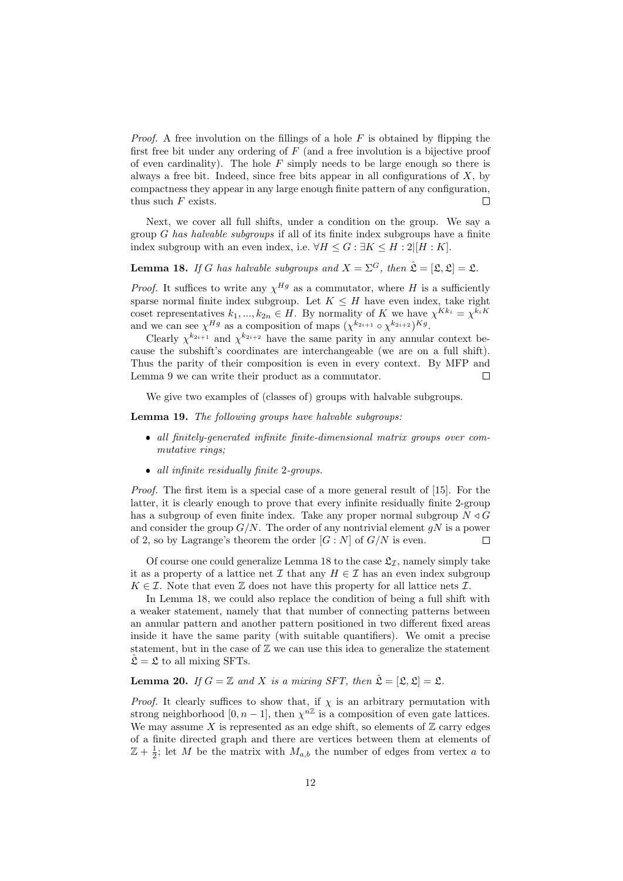*Proof.* A free involution on the fillings of a hole $F$ is obtained by flipping the first free bit under any ordering of $F$ (and a free involution is a bijective proof of even cardinality). The hole $F$ simply needs to be large enough so there is always a free bit. Indeed, since free bits appear in all configurations of $X$, by compactness they appear in any large enough finite pattern of any configuration, thus such $F$ exists. $\square$

Next, we cover all full shifts, under a condition on the group. We say a group $G$ *has halvable subgroups* if all of its finite index subgroups have a finite index subgroup with an even index, i.e. $\forall H \leq G : \exists K \leq H : 2|[H : K]$.

**Lemma 18.** *If $G$ has halvable subgroups and $X = \Sigma^G$, then $\hat{\mathfrak{L}} = [\mathfrak{L}, \mathfrak{L}] = \mathfrak{L}$.*

*Proof.* It suffices to write any $\chi^{Hg}$ as a commutator, where $H$ is a sufficiently sparse normal finite index subgroup. Let $K \leq H$ have even index, take right coset representatives $k_1, ..., k_{2n} \in H$. By normality of $K$ we have $\chi^{Kk_i} = \chi^{k_i K}$ and we can see $\chi^{Hg}$ as a composition of maps $(\chi^{k_{2i+1}} \circ \chi^{k_{2i+2}})^{Kg}$.

Clearly $\chi^{k_{2i+1}}$ and $\chi^{k_{2i+2}}$ have the same parity in any annular context because the subshift's coordinates are interchangeable (we are on a full shift). Thus the parity of their composition is even in every context. By MFP and Lemma 9 we can write their product as a commutator. $\square$

We give two examples of (classes of) groups with halvable subgroups.

**Lemma 19.** *The following groups have halvable subgroups:*

- *all finitely-generated infinite finite-dimensional matrix groups over commutative rings;*
- *all infinite residually finite 2-groups.*

*Proof.* The first item is a special case of a more general result of [15]. For the latter, it is clearly enough to prove that every infinite residually finite 2-group has a subgroup of even finite index. Take any proper normal subgroup $N \lhd G$ and consider the group $G/N$. The order of any nontrivial element $gN$ is a power of 2, so by Lagrange's theorem the order $[G : N]$ of $G/N$ is even. $\square$

Of course one could generalize Lemma 18 to the case $\mathfrak{L}_{\mathcal{I}}$, namely simply take it as a property of a lattice net $\mathcal{I}$ that any $H \in \mathcal{I}$ has an even index subgroup $K \in \mathcal{I}$. Note that even $\mathbb{Z}$ does not have this property for all lattice nets $\mathcal{I}$.

In Lemma 18, we could also replace the condition of being a full shift with a weaker statement, namely that that number of connecting patterns between an annular pattern and another pattern positioned in two different fixed areas inside it have the same parity (with suitable quantifiers). We omit a precise statement, but in the case of $\mathbb{Z}$ we can use this idea to generalize the statement $\hat{\mathfrak{L}} = \mathfrak{L}$ to all mixing SFTs.

**Lemma 20.** *If $G = \mathbb{Z}$ and $X$ is a mixing SFT, then $\hat{\mathfrak{L}} = [\mathfrak{L}, \mathfrak{L}] = \mathfrak{L}$.*

*Proof.* It clearly suffices to show that, if $\chi$ is an arbitrary permutation with strong neighborhood $[0, n-1]$, then $\chi^{n\mathbb{Z}}$ is a composition of even gate lattices. We may assume $X$ is represented as an edge shift, so elements of $\mathbb{Z}$ carry edges of a finite directed graph and there are vertices between them at elements of $\mathbb{Z} + \frac{1}{2}$; let $M$ be the matrix with $M_{a,b}$ the number of edges from vertex $a$ to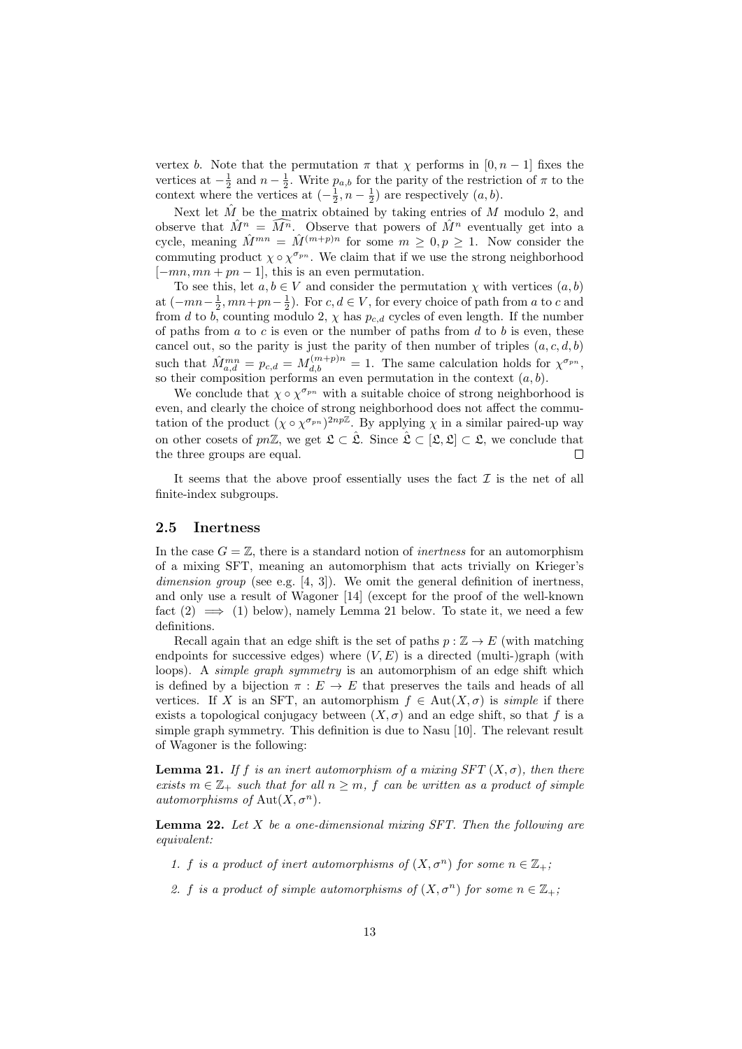vertex $b$. Note that the permutation $\pi$ that $\chi$ performs in $[0, n-1]$ fixes the vertices at $-\frac{1}{2}$ and $n - \frac{1}{2}$. Write $p_{a,b}$ for the parity of the restriction of $\pi$ to the context where the vertices at $(-\frac{1}{2}, n - \frac{1}{2})$ are respectively $(a, b)$.

Next let $\hat{M}$ be the matrix obtained by taking entries of $M$ modulo 2, and observe that $\hat{M}^n = \widehat{M^n}$. Observe that powers of $\hat{M}^n$ eventually get into a cycle, meaning $\hat{M}^{mn} = \hat{M}^{(m+p)n}$ for some $m \geq 0, p \geq 1$. Now consider the commuting product $\chi \circ \chi^{\sigma_{pn}}$. We claim that if we use the strong neighborhood $[-mn, mn + pn - 1]$, this is an even permutation.

To see this, let $a, b \in V$ and consider the permutation $\chi$ with vertices $(a, b)$ at $(-mn - \frac{1}{2}, mn + pn - \frac{1}{2})$. For $c, d \in V$, for every choice of path from $a$ to $c$ and from $d$ to $b$, counting modulo 2, $\chi$ has $p_{c,d}$ cycles of even length. If the number of paths from $a$ to $c$ is even or the number of paths from $d$ to $b$ is even, these cancel out, so the parity is just the parity of then number of triples $(a, c, d, b)$ such that $\hat{M}^{mn}_{a,d} = p_{c,d} = M^{(m+p)n}_{d,b} = 1$. The same calculation holds for $\chi^{\sigma_{pn}}$, so their composition performs an even permutation in the context $(a, b)$.

We conclude that $\chi \circ \chi^{\sigma_{pn}}$ with a suitable choice of strong neighborhood is even, and clearly the choice of strong neighborhood does not affect the commutation of the product $(\chi \circ \chi^{\sigma_{pn}})^{2np\mathbb{Z}}$. By applying $\chi$ in a similar paired-up way on other cosets of $pn\mathbb{Z}$, we get $\mathfrak{L} \subset \hat{\mathfrak{L}}$. Since $\hat{\mathfrak{L}} \subset [\mathfrak{L}, \mathfrak{L}] \subset \mathfrak{L}$, we conclude that the three groups are equal. $\square$

It seems that the above proof essentially uses the fact $\mathcal{I}$ is the net of all finite-index subgroups.

## 2.5 Inertness

In the case $G = \mathbb{Z}$, there is a standard notion of *inertness* for an automorphism of a mixing SFT, meaning an automorphism that acts trivially on Krieger's *dimension group* (see e.g. [4, 3]). We omit the general definition of inertness, and only use a result of Wagoner [14] (except for the proof of the well-known fact (2) $\implies$ (1) below), namely Lemma 21 below. To state it, we need a few definitions.

Recall again that an edge shift is the set of paths $p : \mathbb{Z} \to E$ (with matching endpoints for successive edges) where $(V, E)$ is a directed (multi-)graph (with loops). A *simple graph symmetry* is an automorphism of an edge shift which is defined by a bijection $\pi : E \to E$ that preserves the tails and heads of all vertices. If $X$ is an SFT, an automorphism $f \in \mathrm{Aut}(X, \sigma)$ is *simple* if there exists a topological conjugacy between $(X, \sigma)$ and an edge shift, so that $f$ is a simple graph symmetry. This definition is due to Nasu [10]. The relevant result of Wagoner is the following:

**Lemma 21.** *If $f$ is an inert automorphism of a mixing SFT $(X, \sigma)$, then there exists $m \in \mathbb{Z}_+$ such that for all $n \geq m$, $f$ can be written as a product of simple automorphisms of $\mathrm{Aut}(X, \sigma^n)$.*

**Lemma 22.** *Let $X$ be a one-dimensional mixing SFT. Then the following are equivalent:*

1. *$f$ is a product of inert automorphisms of $(X, \sigma^n)$ for some $n \in \mathbb{Z}_+$;*
2. *$f$ is a product of simple automorphisms of $(X, \sigma^n)$ for some $n \in \mathbb{Z}_+$;*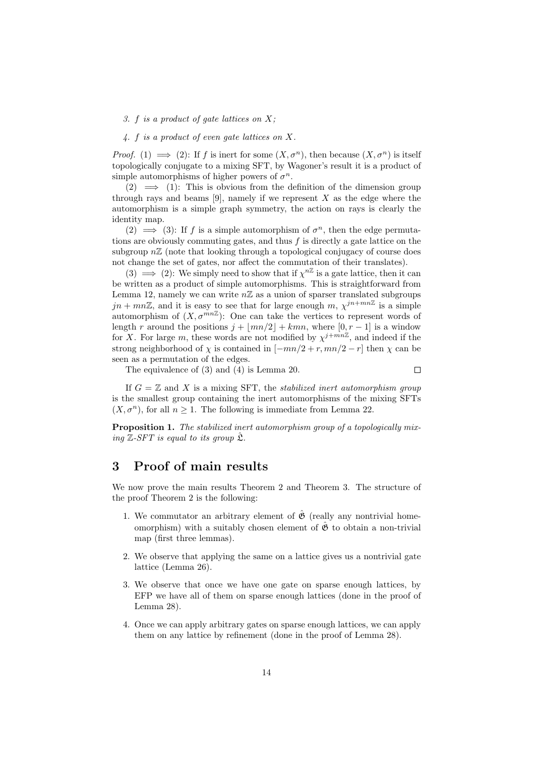3. $f$ *is a product of gate lattices on* $X$*;*

4. $f$ *is a product of even gate lattices on* $X$*.*

*Proof.* (1) $\implies$ (2): If $f$ is inert for some $(X, \sigma^n)$, then because $(X, \sigma^n)$ is itself topologically conjugate to a mixing SFT, by Wagoner's result it is a product of simple automorphisms of higher powers of $\sigma^n$.

(2) $\implies$ (1): This is obvious from the definition of the dimension group through rays and beams [9], namely if we represent $X$ as the edge where the automorphism is a simple graph symmetry, the action on rays is clearly the identity map.

(2) $\implies$ (3): If $f$ is a simple automorphism of $\sigma^n$, then the edge permutations are obviously commuting gates, and thus $f$ is directly a gate lattice on the subgroup $n\mathbb{Z}$ (note that looking through a topological conjugacy of course does not change the set of gates, nor affect the commutation of their translates).

(3) $\implies$ (2): We simply need to show that if $\chi^{n\mathbb{Z}}$ is a gate lattice, then it can be written as a product of simple automorphisms. This is straightforward from Lemma 12, namely we can write $n\mathbb{Z}$ as a union of sparser translated subgroups $jn + mn\mathbb{Z}$, and it is easy to see that for large enough $m$, $\chi^{jn+mn\mathbb{Z}}$ is a simple automorphism of $(X, \sigma^{mn\mathbb{Z}})$: One can take the vertices to represent words of length $r$ around the positions $j + \lfloor mn/2 \rfloor + kmn$, where $[0, r-1]$ is a window for $X$. For large $m$, these words are not modified by $\chi^{j+mn\mathbb{Z}}$, and indeed if the strong neighborhood of $\chi$ is contained in $[-mn/2 + r, mn/2 - r]$ then $\chi$ can be seen as a permutation of the edges.

The equivalence of (3) and (4) is Lemma 20. $\square$

If $G = \mathbb{Z}$ and $X$ is a mixing SFT, the *stabilized inert automorphism group* is the smallest group containing the inert automorphisms of the mixing SFTs $(X, \sigma^n)$, for all $n \geq 1$. The following is immediate from Lemma 22.

**Proposition 1.** *The stabilized inert automorphism group of a topologically mixing* $\mathbb{Z}$*-SFT is equal to its group* $\hat{\mathfrak{L}}$*.*

# 3 Proof of main results

We now prove the main results Theorem 2 and Theorem 3. The structure of the proof Theorem 2 is the following:

1. We commutator an arbitrary element of $\hat{\mathfrak{G}}$ (really any nontrivial homeomorphism) with a suitably chosen element of $\hat{\mathfrak{G}}$ to obtain a non-trivial map (first three lemmas).

2. We observe that applying the same on a lattice gives us a nontrivial gate lattice (Lemma 26).

3. We observe that once we have one gate on sparse enough lattices, by EFP we have all of them on sparse enough lattices (done in the proof of Lemma 28).

4. Once we can apply arbitrary gates on sparse enough lattices, we can apply them on any lattice by refinement (done in the proof of Lemma 28).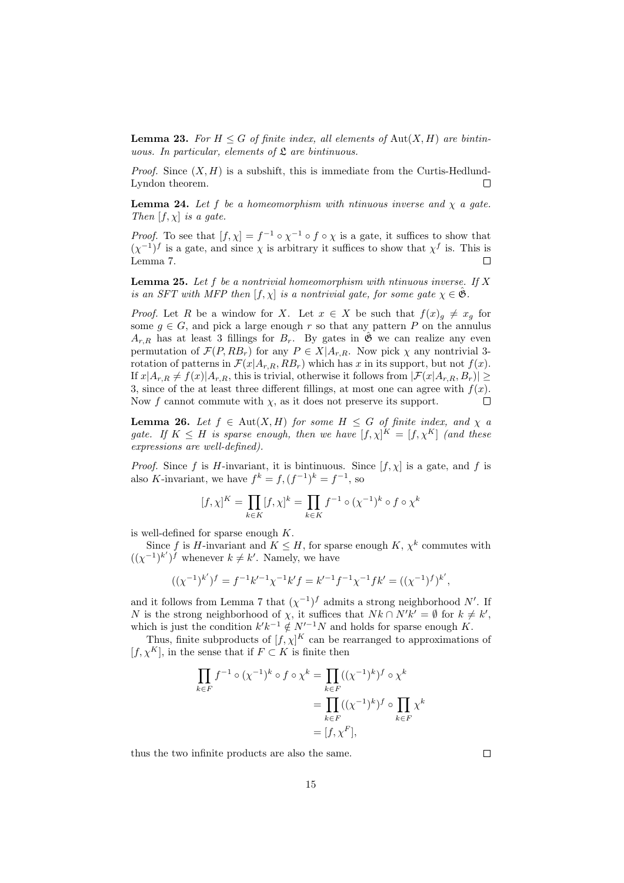**Lemma 23.** *For $H \leq G$ of finite index, all elements of $\mathrm{Aut}(X, H)$ are bintinuous. In particular, elements of $\mathfrak{L}$ are bintinuous.*

*Proof.* Since $(X, H)$ is a subshift, this is immediate from the Curtis-Hedlund-Lyndon theorem. $\square$

**Lemma 24.** *Let $f$ be a homeomorphism with ntinuous inverse and $\chi$ a gate. Then $[f, \chi]$ is a gate.*

*Proof.* To see that $[f, \chi] = f^{-1} \circ \chi^{-1} \circ f \circ \chi$ is a gate, it suffices to show that $(\chi^{-1})^f$ is a gate, and since $\chi$ is arbitrary it suffices to show that $\chi^f$ is. This is Lemma 7. $\square$

**Lemma 25.** *Let $f$ be a nontrivial homeomorphism with ntinuous inverse. If $X$ is an SFT with MFP then $[f, \chi]$ is a nontrivial gate, for some gate $\chi \in \mathfrak{G}$.*

*Proof.* Let $R$ be a window for $X$. Let $x \in X$ be such that $f(x)_g \neq x_g$ for some $g \in G$, and pick a large enough $r$ so that any pattern $P$ on the annulus $A_{r,R}$ has at least 3 fillings for $B_r$. By gates in $\hat{\mathfrak{G}}$ we can realize any even permutation of $\mathcal{F}(P, RB_r)$ for any $P \in X|A_{r,R}$. Now pick $\chi$ any nontrivial 3-rotation of patterns in $\mathcal{F}(x|A_{r,R}, RB_r)$ which has $x$ in its support, but not $f(x)$. If $x|A_{r,R} \neq f(x)|A_{r,R}$, this is trivial, otherwise it follows from $|\mathcal{F}(x|A_{r,R}, B_r)| \geq 3$, since of the at least three different fillings, at most one can agree with $f(x)$. Now $f$ cannot commute with $\chi$, as it does not preserve its support. $\square$

**Lemma 26.** *Let $f \in \mathrm{Aut}(X, H)$ for some $H \leq G$ of finite index, and $\chi$ a gate. If $K \leq H$ is sparse enough, then we have $[f, \chi]^K = [f, \chi^K]$ (and these expressions are well-defined).*

*Proof.* Since $f$ is $H$-invariant, it is bintinuous. Since $[f, \chi]$ is a gate, and $f$ is also $K$-invariant, we have $f^k = f, (f^{-1})^k = f^{-1}$, so

$$[f, \chi]^K = \prod_{k \in K} [f, \chi]^k = \prod_{k \in K} f^{-1} \circ (\chi^{-1})^k \circ f \circ \chi^k$$

is well-defined for sparse enough $K$.

Since $f$ is $H$-invariant and $K \leq H$, for sparse enough $K$, $\chi^k$ commutes with $((\chi^{-1})^{k'})^f$ whenever $k \neq k'$. Namely, we have

$$((\chi^{-1})^{k'})^f = f^{-1} k'^{-1} \chi^{-1} k' f = k'^{-1} f^{-1} \chi^{-1} f k' = ((\chi^{-1})^f)^{k'},$$

and it follows from Lemma 7 that $(\chi^{-1})^f$ admits a strong neighborhood $N'$. If $N$ is the strong neighborhood of $\chi$, it suffices that $Nk \cap N'k' = \emptyset$ for $k \neq k'$, which is just the condition $k'k^{-1} \notin N'^{-1}N$ and holds for sparse enough $K$.

Thus, finite subproducts of $[f, \chi]^K$ can be rearranged to approximations of $[f, \chi^K]$, in the sense that if $F \subset K$ is finite then

$$\begin{aligned}
\prod_{k \in F} f^{-1} \circ (\chi^{-1})^k \circ f \circ \chi^k &= \prod_{k \in F} ((\chi^{-1})^k)^f \circ \chi^k \\
&= \prod_{k \in F} ((\chi^{-1})^k)^f \circ \prod_{k \in F} \chi^k \\
&= [f, \chi^F],
\end{aligned}$$

thus the two infinite products are also the same. $\square$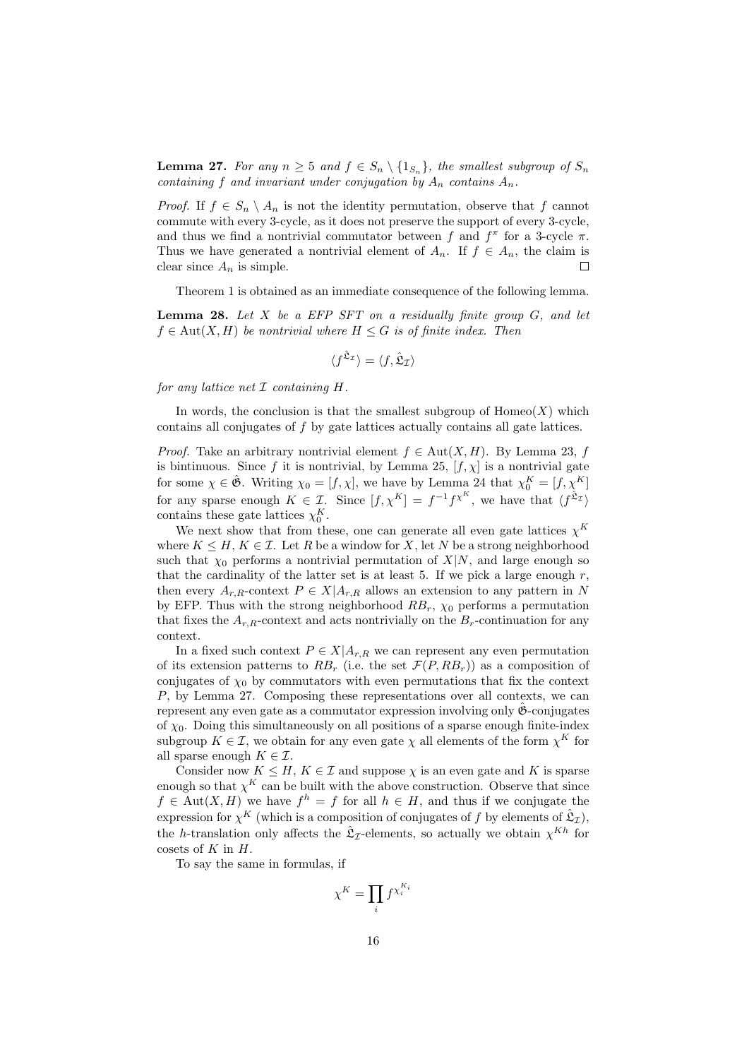**Lemma 27.** *For any $n \geq 5$ and $f \in S_n \setminus \{1_{S_n}\}$, the smallest subgroup of $S_n$ containing $f$ and invariant under conjugation by $A_n$ contains $A_n$.*

*Proof.* If $f \in S_n \setminus A_n$ is not the identity permutation, observe that $f$ cannot commute with every 3-cycle, as it does not preserve the support of every 3-cycle, and thus we find a nontrivial commutator between $f$ and $f^\pi$ for a 3-cycle $\pi$. Thus we have generated a nontrivial element of $A_n$. If $f \in A_n$, the claim is clear since $A_n$ is simple. ∎

Theorem 1 is obtained as an immediate consequence of the following lemma.

**Lemma 28.** *Let $X$ be a EFP SFT on a residually finite group $G$, and let $f \in \mathrm{Aut}(X, H)$ be nontrivial where $H \leq G$ is of finite index. Then*

$$\langle f^{\hat{\mathfrak{L}}_\mathcal{I}} \rangle = \langle f, \hat{\mathfrak{L}}_\mathcal{I} \rangle$$

*for any lattice net $\mathcal{I}$ containing $H$.*

In words, the conclusion is that the smallest subgroup of $\mathrm{Homeo}(X)$ which contains all conjugates of $f$ by gate lattices actually contains all gate lattices.

*Proof.* Take an arbitrary nontrivial element $f \in \mathrm{Aut}(X, H)$. By Lemma 23, $f$ is bintinuous. Since $f$ it is nontrivial, by Lemma 25, $[f, \chi]$ is a nontrivial gate for some $\chi \in \hat{\mathfrak{G}}$. Writing $\chi_0 = [f, \chi]$, we have by Lemma 24 that $\chi_0^K = [f, \chi^K]$ for any sparse enough $K \in \mathcal{I}$. Since $[f, \chi^K] = f^{-1} f^{\chi^K}$, we have that $\langle f^{\hat{\mathfrak{L}}_\mathcal{I}} \rangle$ contains these gate lattices $\chi_0^K$.

We next show that from these, one can generate all even gate lattices $\chi^K$ where $K \leq H$, $K \in \mathcal{I}$. Let $R$ be a window for $X$, let $N$ be a strong neighborhood such that $\chi_0$ performs a nontrivial permutation of $X|N$, and large enough so that the cardinality of the latter set is at least 5. If we pick a large enough $r$, then every $A_{r,R}$-context $P \in X|A_{r,R}$ allows an extension to any pattern in $N$ by EFP. Thus with the strong neighborhood $RB_r$, $\chi_0$ performs a permutation that fixes the $A_{r,R}$-context and acts nontrivially on the $B_r$-continuation for any context.

In a fixed such context $P \in X|A_{r,R}$ we can represent any even permutation of its extension patterns to $RB_r$ (i.e. the set $\mathcal{F}(P, RB_r)$) as a composition of conjugates of $\chi_0$ by commutators with even permutations that fix the context $P$, by Lemma 27. Composing these representations over all contexts, we can represent any even gate as a commutator expression involving only $\hat{\mathfrak{G}}$-conjugates of $\chi_0$. Doing this simultaneously on all positions of a sparse enough finite-index subgroup $K \in \mathcal{I}$, we obtain for any even gate $\chi$ all elements of the form $\chi^K$ for all sparse enough $K \in \mathcal{I}$.

Consider now $K \leq H$, $K \in \mathcal{I}$ and suppose $\chi$ is an even gate and $K$ is sparse enough so that $\chi^K$ can be built with the above construction. Observe that since $f \in \mathrm{Aut}(X, H)$ we have $f^h = f$ for all $h \in H$, and thus if we conjugate the expression for $\chi^K$ (which is a composition of conjugates of $f$ by elements of $\hat{\mathfrak{L}}_\mathcal{I}$), the $h$-translation only affects the $\hat{\mathfrak{L}}_\mathcal{I}$-elements, so actually we obtain $\chi^{Kh}$ for cosets of $K$ in $H$.

To say the same in formulas, if

$$\chi^K = \prod_i f^{\chi_i^{K_i}}$$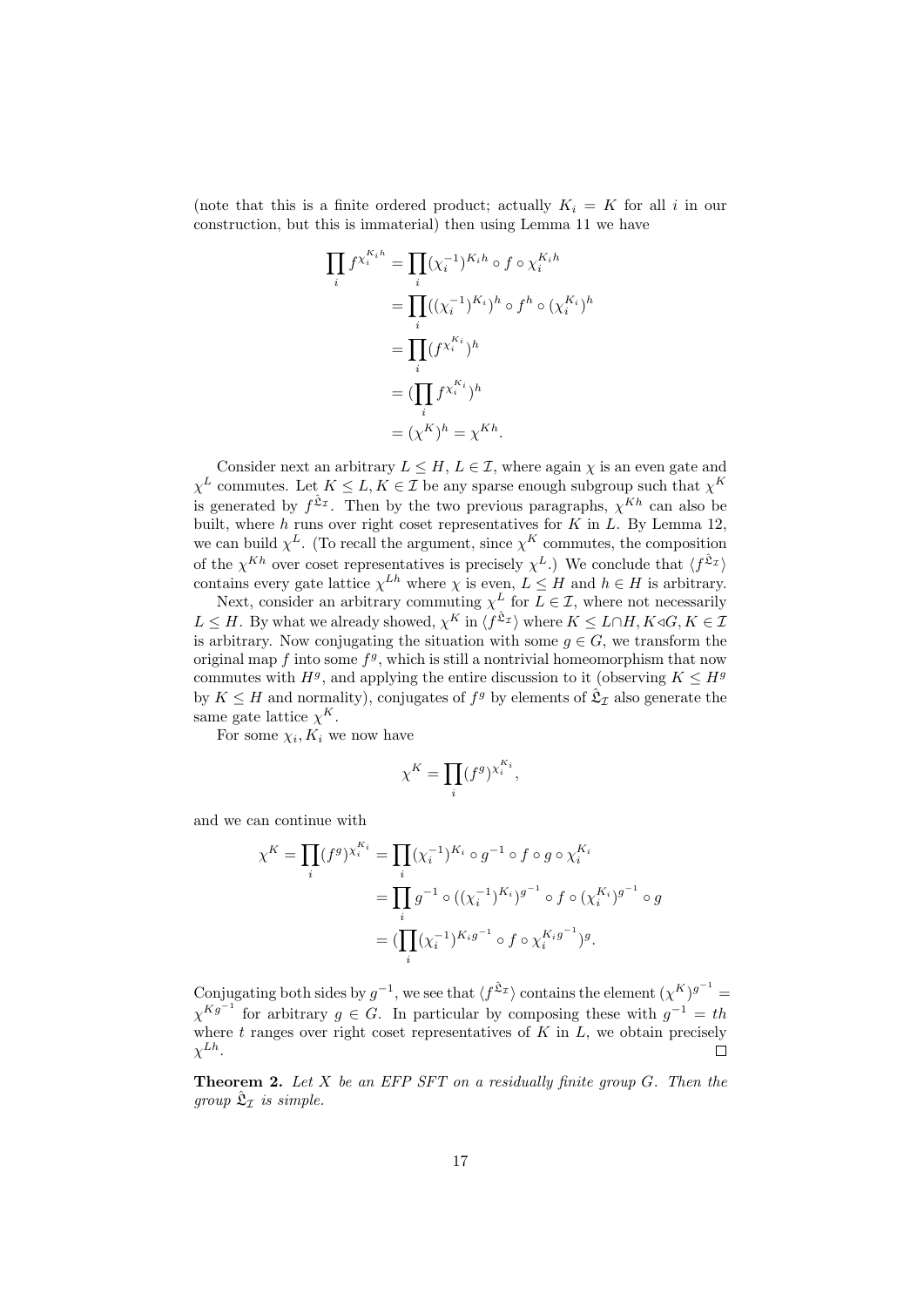(note that this is a finite ordered product; actually $K_i = K$ for all $i$ in our construction, but this is immaterial) then using Lemma 11 we have

$$\begin{aligned}
\prod_i f^{\chi_i^{K_i h}} &= \prod_i (\chi_i^{-1})^{K_i h} \circ f \circ \chi_i^{K_i h} \\
&= \prod_i ((\chi_i^{-1})^{K_i})^h \circ f^h \circ (\chi_i^{K_i})^h \\
&= \prod_i (f^{\chi_i^{K_i}})^h \\
&= (\prod_i f^{\chi_i^{K_i}})^h \\
&= (\chi^K)^h = \chi^{Kh}.
\end{aligned}$$

Consider next an arbitrary $L \leq H$, $L \in \mathcal{I}$, where again $\chi$ is an even gate and $\chi^L$ commutes. Let $K \leq L, K \in \mathcal{I}$ be any sparse enough subgroup such that $\chi^K$ is generated by $f^{\hat{\mathfrak{L}}_\mathcal{I}}$. Then by the two previous paragraphs, $\chi^{Kh}$ can also be built, where $h$ runs over right coset representatives for $K$ in $L$. By Lemma 12, we can build $\chi^L$. (To recall the argument, since $\chi^K$ commutes, the composition of the $\chi^{Kh}$ over coset representatives is precisely $\chi^L$.) We conclude that $\langle f^{\hat{\mathfrak{L}}_\mathcal{I}} \rangle$ contains every gate lattice $\chi^{Lh}$ where $\chi$ is even, $L \leq H$ and $h \in H$ is arbitrary.

Next, consider an arbitrary commuting $\chi^L$ for $L \in \mathcal{I}$, where not necessarily $L \leq H$. By what we already showed, $\chi^K$ in $\langle f^{\hat{\mathfrak{L}}_\mathcal{I}} \rangle$ where $K \leq L \cap H, K \triangleleft G, K \in \mathcal{I}$ is arbitrary. Now conjugating the situation with some $g \in G$, we transform the original map $f$ into some $f^g$, which is still a nontrivial homeomorphism that now commutes with $H^g$, and applying the entire discussion to it (observing $K \leq H^g$ by $K \leq H$ and normality), conjugates of $f^g$ by elements of $\hat{\mathfrak{L}}_\mathcal{I}$ also generate the same gate lattice $\chi^K$.

For some $\chi_i, K_i$ we now have

$$\chi^K = \prod_i (f^g)^{\chi_i^{K_i}},$$

and we can continue with

$$\begin{aligned}
\chi^K = \prod_i (f^g)^{\chi_i^{K_i}} &= \prod_i (\chi_i^{-1})^{K_i} \circ g^{-1} \circ f \circ g \circ \chi_i^{K_i} \\
&= \prod_i g^{-1} \circ ((\chi_i^{-1})^{K_i})^{g^{-1}} \circ f \circ (\chi_i^{K_i})^{g^{-1}} \circ g \\
&= (\prod_i (\chi_i^{-1})^{K_i g^{-1}} \circ f \circ \chi_i^{K_i g^{-1}})^g.
\end{aligned}$$

Conjugating both sides by $g^{-1}$, we see that $\langle f^{\hat{\mathfrak{L}}_\mathcal{I}} \rangle$ contains the element $(\chi^K)^{g^{-1}} = \chi^{Kg^{-1}}$ for arbitrary $g \in G$. In particular by composing these with $g^{-1} = th$ where $t$ ranges over right coset representatives of $K$ in $L$, we obtain precisely $\chi^{Lh}$. $\square$

**Theorem 2.** *Let $X$ be an EFP SFT on a residually finite group $G$. Then the group $\hat{\mathfrak{L}}_\mathcal{I}$ is simple.*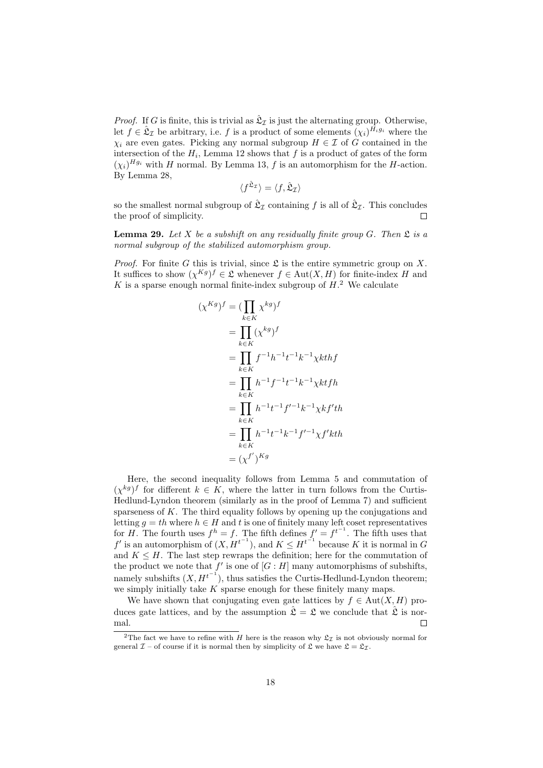*Proof.* If $G$ is finite, this is trivial as $\hat{\mathfrak{L}}_{\mathcal{I}}$ is just the alternating group. Otherwise, let $f \in \hat{\mathfrak{L}}_{\mathcal{I}}$ be arbitrary, i.e. $f$ is a product of some elements $(\chi_i)^{H_i g_i}$ where the $\chi_i$ are even gates. Picking any normal subgroup $H \in \mathcal{I}$ of $G$ contained in the intersection of the $H_i$, Lemma 12 shows that $f$ is a product of gates of the form $(\chi_i)^{H g_i}$ with $H$ normal. By Lemma 13, $f$ is an automorphism for the $H$-action. By Lemma 28,

$$\langle f^{\hat{\mathfrak{L}}_{\mathcal{I}}} \rangle = \langle f, \hat{\mathfrak{L}}_{\mathcal{I}} \rangle$$

so the smallest normal subgroup of $\hat{\mathfrak{L}}_{\mathcal{I}}$ containing $f$ is all of $\hat{\mathfrak{L}}_{\mathcal{I}}$. This concludes the proof of simplicity. □

**Lemma 29.** *Let $X$ be a subshift on any residually finite group $G$. Then $\mathfrak{L}$ is a normal subgroup of the stabilized automorphism group.*

*Proof.* For finite $G$ this is trivial, since $\mathfrak{L}$ is the entire symmetric group on $X$. It suffices to show $(\chi^{Kg})^f \in \mathfrak{L}$ whenever $f \in \mathrm{Aut}(X, H)$ for finite-index $H$ and $K$ is a sparse enough normal finite-index subgroup of $H$.[2] We calculate

$$\begin{aligned}
(\chi^{Kg})^f &= (\prod_{k \in K} \chi^{kg})^f \\
&= \prod_{k \in K} (\chi^{kg})^f \\
&= \prod_{k \in K} f^{-1} h^{-1} t^{-1} k^{-1} \chi k t h f \\
&= \prod_{k \in K} h^{-1} f^{-1} t^{-1} k^{-1} \chi k t f h \\
&= \prod_{k \in K} h^{-1} t^{-1} f'^{-1} k^{-1} \chi k f' t h \\
&= \prod_{k \in K} h^{-1} t^{-1} k^{-1} f'^{-1} \chi f' k t h \\
&= (\chi^{f'})^{Kg}
\end{aligned}$$

Here, the second inequality follows from Lemma 5 and commutation of $(\chi^{kg})^f$ for different $k \in K$, where the latter in turn follows from the Curtis-Hedlund-Lyndon theorem (similarly as in the proof of Lemma 7) and sufficient sparseness of $K$. The third equality follows by opening up the conjugations and letting $g = th$ where $h \in H$ and $t$ is one of finitely many left coset representatives for $H$. The fourth uses $f^h = f$. The fifth defines $f' = f^{t^{-1}}$. The fifth uses that $f'$ is an automorphism of $(X, H^{t^{-1}})$, and $K \leq H^{t^{-1}}$ because $K$ it is normal in $G$ and $K \leq H$. The last step rewraps the definition; here for the commutation of the product we note that $f'$ is one of $[G : H]$ many automorphisms of subshifts, namely subshifts $(X, H^{t^{-1}})$, thus satisfies the Curtis-Hedlund-Lyndon theorem; we simply initially take $K$ sparse enough for these finitely many maps.

We have shown that conjugating even gate lattices by $f \in \mathrm{Aut}(X, H)$ produces gate lattices, and by the assumption $\hat{\mathfrak{L}} = \mathfrak{L}$ we conclude that $\hat{\mathfrak{L}}$ is normal. □

[2] The fact we have to refine with $H$ here is the reason why $\mathfrak{L}_{\mathcal{I}}$ is not obviously normal for general $\mathcal{I}$ – of course if it is normal then by simplicity of $\mathfrak{L}$ we have $\mathfrak{L} = \mathfrak{L}_{\mathcal{I}}$.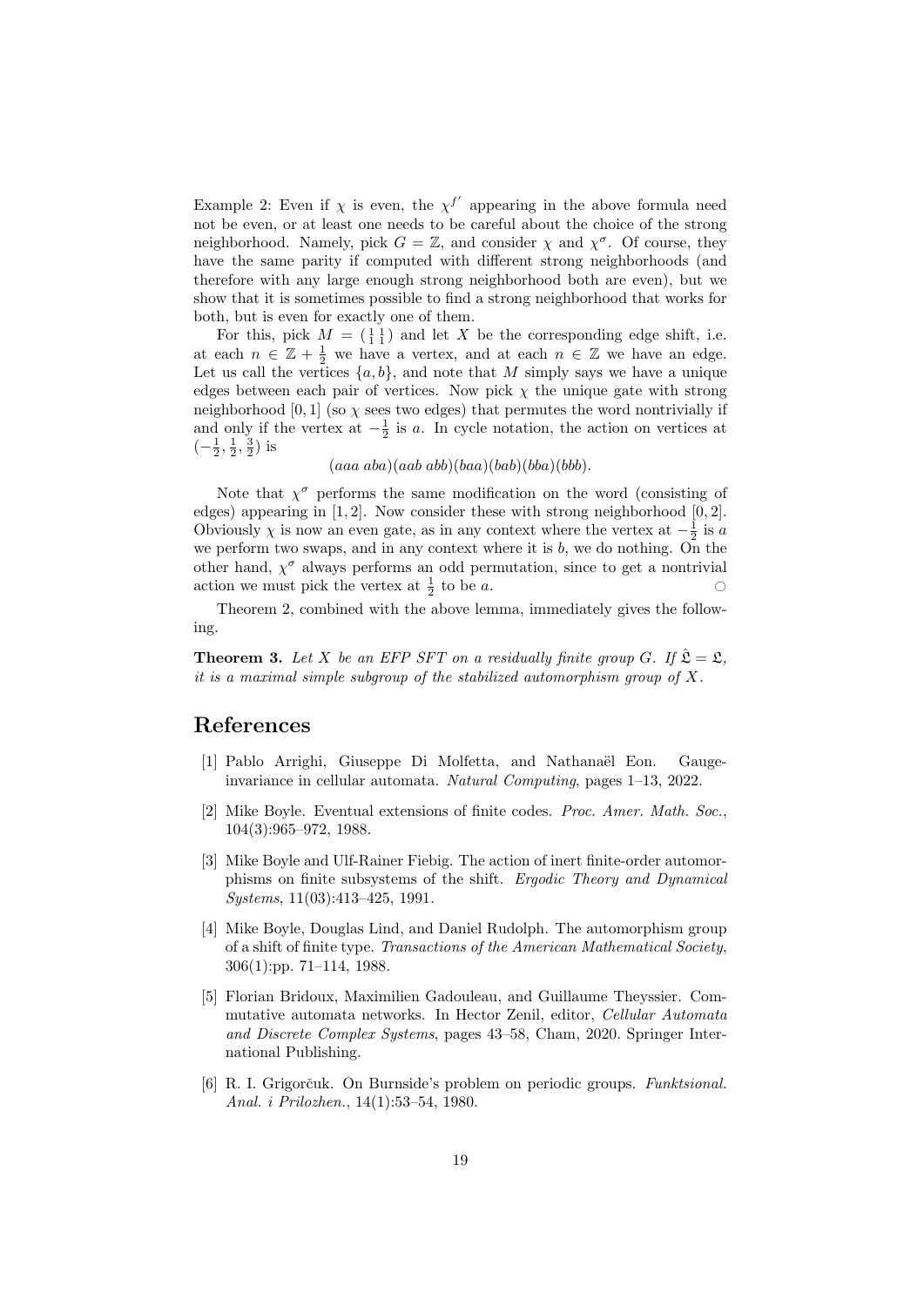Example 2: Even if $\chi$ is even, the $\chi^{f'}$ appearing in the above formula need not be even, or at least one needs to be careful about the choice of the strong neighborhood. Namely, pick $G = \mathbb{Z}$, and consider $\chi$ and $\chi^\sigma$. Of course, they have the same parity if computed with different strong neighborhoods (and therefore with any large enough strong neighborhood both are even), but we show that it is sometimes possible to find a strong neighborhood that works for both, but is even for exactly one of them.

For this, pick $M = \left(\begin{smallmatrix}1 & 1\\ 1 & 1\end{smallmatrix}\right)$ and let $X$ be the corresponding edge shift, i.e. at each $n \in \mathbb{Z} + \frac{1}{2}$ we have a vertex, and at each $n \in \mathbb{Z}$ we have an edge. Let us call the vertices $\{a, b\}$, and note that $M$ simply says we have a unique edges between each pair of vertices. Now pick $\chi$ the unique gate with strong neighborhood $[0, 1]$ (so $\chi$ sees two edges) that permutes the word nontrivially if and only if the vertex at $-\frac{1}{2}$ is $a$. In cycle notation, the action on vertices at $(-\frac{1}{2}, \frac{1}{2}, \frac{3}{2})$ is

$$(aaa\ aba)(aab\ abb)(baa)(bab)(bba)(bbb).$$

Note that $\chi^\sigma$ performs the same modification on the word (consisting of edges) appearing in $[1, 2]$. Now consider these with strong neighborhood $[0, 2]$. Obviously $\chi$ is now an even gate, as in any context where the vertex at $-\frac{1}{2}$ is $a$ we perform two swaps, and in any context where it is $b$, we do nothing. On the other hand, $\chi^\sigma$ always performs an odd permutation, since to get a nontrivial action we must pick the vertex at $\frac{1}{2}$ to be $a$. ○

Theorem 2, combined with the above lemma, immediately gives the following.

**Theorem 3.** *Let $X$ be an EFP SFT on a residually finite group $G$. If $\hat{\mathfrak{L}} = \mathfrak{L}$, it is a maximal simple subgroup of the stabilized automorphism group of $X$.*

# References

[1] Pablo Arrighi, Giuseppe Di Molfetta, and Nathanaël Eon. Gauge-invariance in cellular automata. *Natural Computing*, pages 1–13, 2022.

[2] Mike Boyle. Eventual extensions of finite codes. *Proc. Amer. Math. Soc.*, 104(3):965–972, 1988.

[3] Mike Boyle and Ulf-Rainer Fiebig. The action of inert finite-order automorphisms on finite subsystems of the shift. *Ergodic Theory and Dynamical Systems*, 11(03):413–425, 1991.

[4] Mike Boyle, Douglas Lind, and Daniel Rudolph. The automorphism group of a shift of finite type. *Transactions of the American Mathematical Society*, 306(1):pp. 71–114, 1988.

[5] Florian Bridoux, Maximilien Gadouleau, and Guillaume Theyssier. Commutative automata networks. In Hector Zenil, editor, *Cellular Automata and Discrete Complex Systems*, pages 43–58, Cham, 2020. Springer International Publishing.

[6] R. I. Grigorčuk. On Burnside's problem on periodic groups. *Funktsional. Anal. i Prilozhen.*, 14(1):53–54, 1980.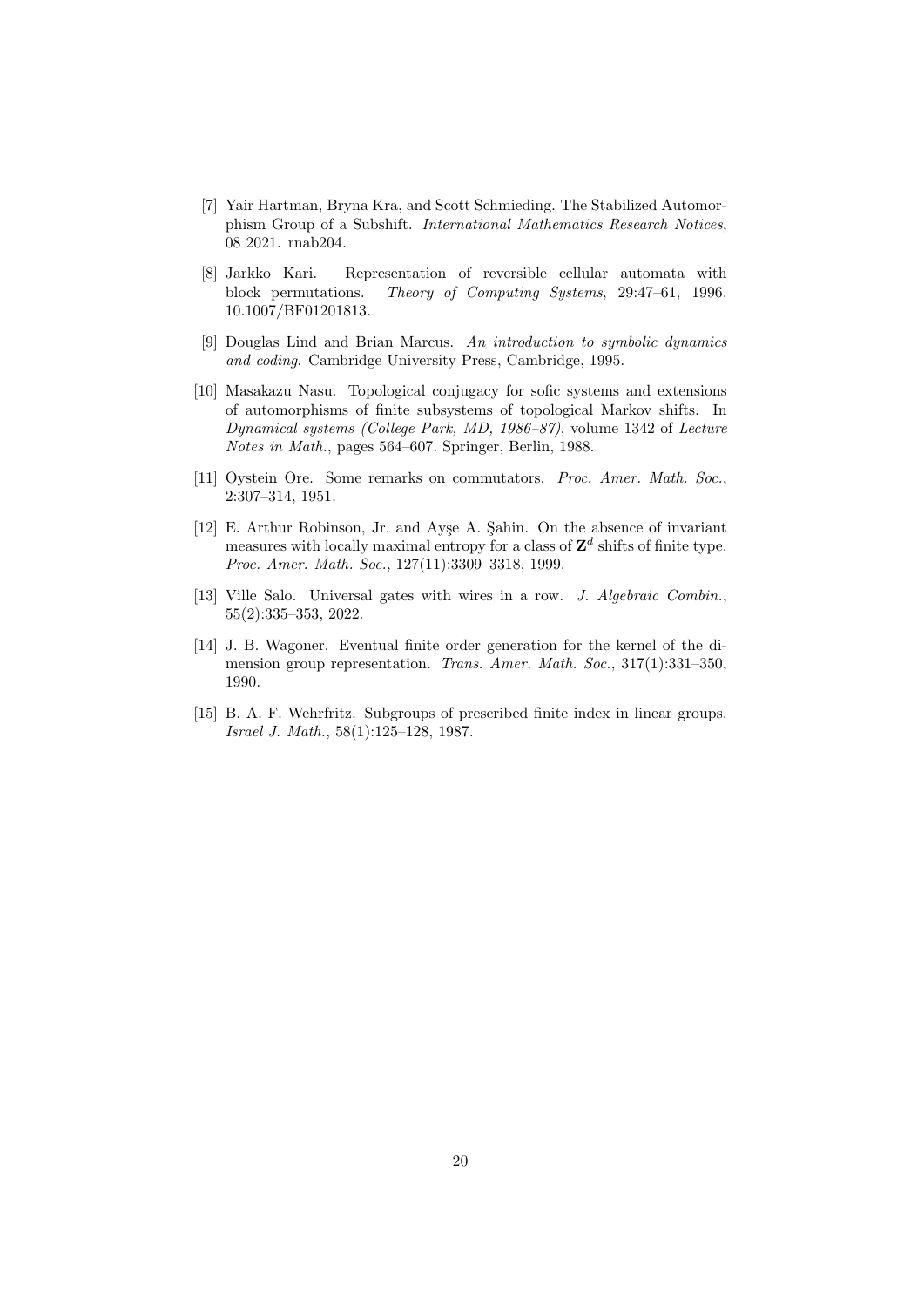[7] Yair Hartman, Bryna Kra, and Scott Schmieding. The Stabilized Automorphism Group of a Subshift. *International Mathematics Research Notices*, 08 2021. rnab204.

[8] Jarkko Kari. Representation of reversible cellular automata with block permutations. *Theory of Computing Systems*, 29:47–61, 1996. 10.1007/BF01201813.

[9] Douglas Lind and Brian Marcus. *An introduction to symbolic dynamics and coding*. Cambridge University Press, Cambridge, 1995.

[10] Masakazu Nasu. Topological conjugacy for sofic systems and extensions of automorphisms of finite subsystems of topological Markov shifts. In *Dynamical systems (College Park, MD, 1986–87)*, volume 1342 of *Lecture Notes in Math.*, pages 564–607. Springer, Berlin, 1988.

[11] Oystein Ore. Some remarks on commutators. *Proc. Amer. Math. Soc.*, 2:307–314, 1951.

[12] E. Arthur Robinson, Jr. and Ayşe A. Şahin. On the absence of invariant measures with locally maximal entropy for a class of $\mathbf{Z}^d$ shifts of finite type. *Proc. Amer. Math. Soc.*, 127(11):3309–3318, 1999.

[13] Ville Salo. Universal gates with wires in a row. *J. Algebraic Combin.*, 55(2):335–353, 2022.

[14] J. B. Wagoner. Eventual finite order generation for the kernel of the dimension group representation. *Trans. Amer. Math. Soc.*, 317(1):331–350, 1990.

[15] B. A. F. Wehrfritz. Subgroups of prescribed finite index in linear groups. *Israel J. Math.*, 58(1):125–128, 1987.